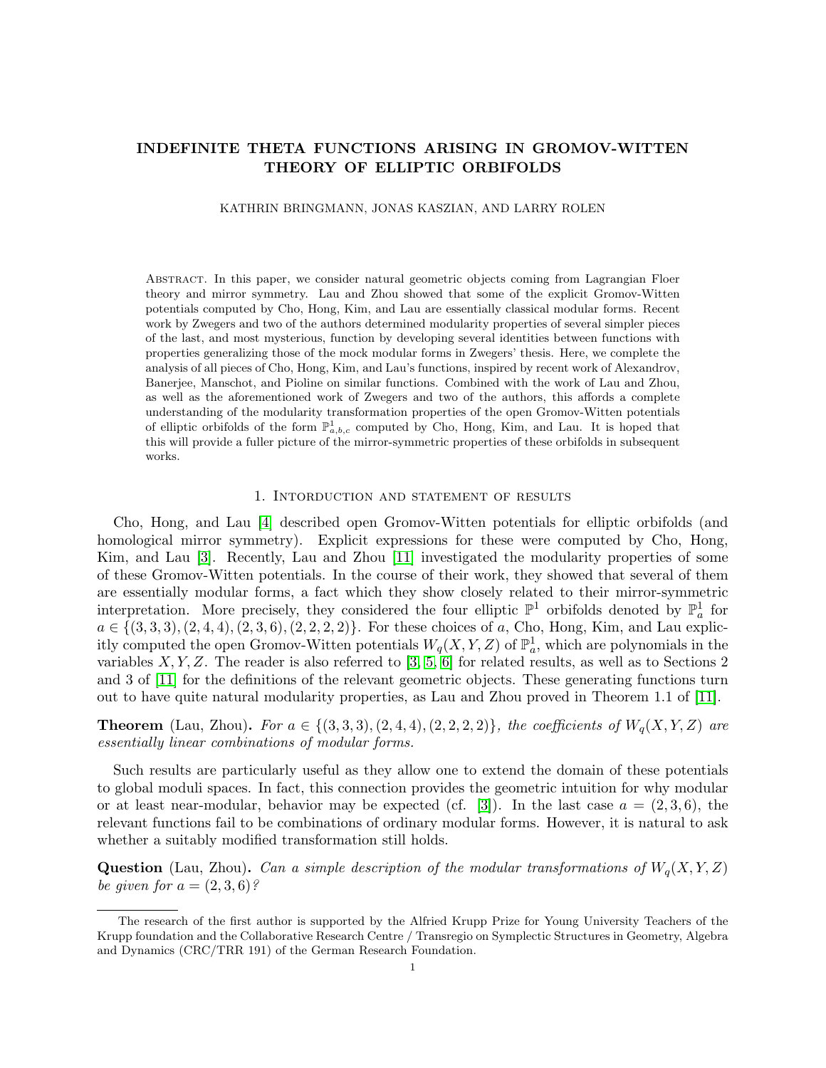# INDEFINITE THETA FUNCTIONS ARISING IN GROMOV-WITTEN THEORY OF ELLIPTIC ORBIFOLDS

KATHRIN BRINGMANN, JONAS KASZIAN, AND LARRY ROLEN

Abstract. In this paper, we consider natural geometric objects coming from Lagrangian Floer theory and mirror symmetry. Lau and Zhou showed that some of the explicit Gromov-Witten potentials computed by Cho, Hong, Kim, and Lau are essentially classical modular forms. Recent work by Zwegers and two of the authors determined modularity properties of several simpler pieces of the last, and most mysterious, function by developing several identities between functions with properties generalizing those of the mock modular forms in Zwegers' thesis. Here, we complete the analysis of all pieces of Cho, Hong, Kim, and Lau's functions, inspired by recent work of Alexandrov, Banerjee, Manschot, and Pioline on similar functions. Combined with the work of Lau and Zhou, as well as the aforementioned work of Zwegers and two of the authors, this affords a complete understanding of the modularity transformation properties of the open Gromov-Witten potentials of elliptic orbifolds of the form $\mathbb{P}^1_{a,b,c}$ computed by Cho, Hong, Kim, and Lau. It is hoped that this will provide a fuller picture of the mirror-symmetric properties of these orbifolds in subsequent works.

## 1. Intorduction and statement of results

Cho, Hong, and Lau [4] described open Gromov-Witten potentials for elliptic orbifolds (and homological mirror symmetry). Explicit expressions for these were computed by Cho, Hong, Kim, and Lau [3]. Recently, Lau and Zhou [11] investigated the modularity properties of some of these Gromov-Witten potentials. In the course of their work, they showed that several of them are essentially modular forms, a fact which they show closely related to their mirror-symmetric interpretation. More precisely, they considered the four elliptic $\mathbb{P}^1$ orbifolds denoted by $\mathbb{P}^1_a$ for $a \in \{(3,3,3),(2,4,4),(2,3,6),(2,2,2,2)\}$. For these choices of $a$, Cho, Hong, Kim, and Lau explicitly computed the open Gromov-Witten potentials $W_q(X,Y,Z)$ of $\mathbb{P}^1_a$, which are polynomials in the variables $X,Y,Z$. The reader is also referred to [3, 5, 6] for related results, as well as to Sections 2 and 3 of [11] for the definitions of the relevant geometric objects. These generating functions turn out to have quite natural modularity properties, as Lau and Zhou proved in Theorem 1.1 of [11].

**Theorem** (Lau, Zhou)**.** *For $a \in \{(3,3,3),(2,4,4),(2,2,2,2)\}$, the coefficients of $W_q(X,Y,Z)$ are essentially linear combinations of modular forms.*

Such results are particularly useful as they allow one to extend the domain of these potentials to global moduli spaces. In fact, this connection provides the geometric intuition for why modular or at least near-modular, behavior may be expected (cf. [3]). In the last case $a = (2,3,6)$, the relevant functions fail to be combinations of ordinary modular forms. However, it is natural to ask whether a suitably modified transformation still holds.

**Question** (Lau, Zhou)**.** *Can a simple description of the modular transformations of $W_q(X,Y,Z)$ be given for $a = (2,3,6)$?*

---

The research of the first author is supported by the Alfried Krupp Prize for Young University Teachers of the Krupp foundation and the Collaborative Research Centre / Transregio on Symplectic Structures in Geometry, Algebra and Dynamics (CRC/TRR 191) of the German Research Foundation.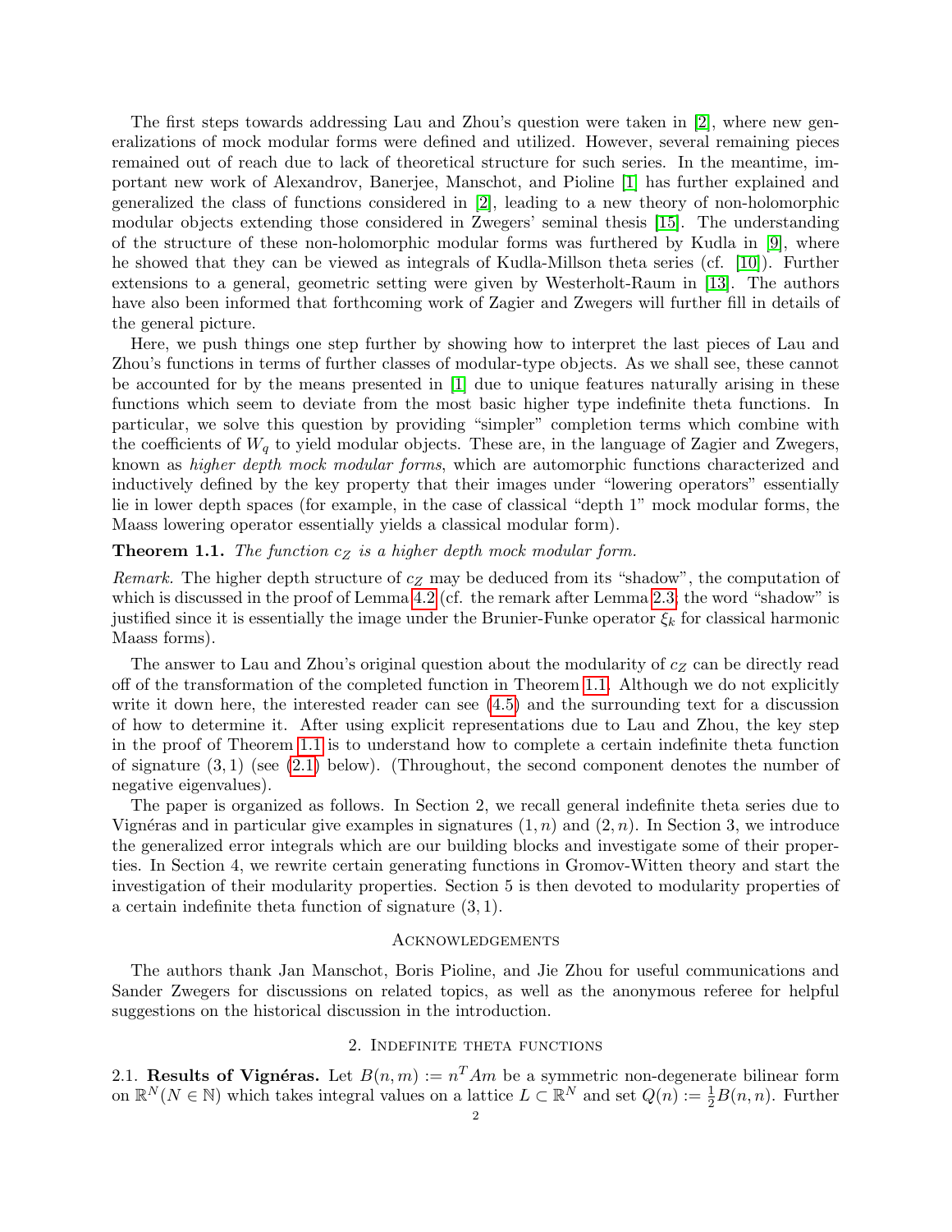The first steps towards addressing Lau and Zhou's question were taken in [2], where new generalizations of mock modular forms were defined and utilized. However, several remaining pieces remained out of reach due to lack of theoretical structure for such series. In the meantime, important new work of Alexandrov, Banerjee, Manschot, and Pioline [1] has further explained and generalized the class of functions considered in [2], leading to a new theory of non-holomorphic modular objects extending those considered in Zwegers' seminal thesis [15]. The understanding of the structure of these non-holomorphic modular forms was furthered by Kudla in [9], where he showed that they can be viewed as integrals of Kudla-Millson theta series (cf. [10]). Further extensions to a general, geometric setting were given by Westerholt-Raum in [13]. The authors have also been informed that forthcoming work of Zagier and Zwegers will further fill in details of the general picture.

Here, we push things one step further by showing how to interpret the last pieces of Lau and Zhou's functions in terms of further classes of modular-type objects. As we shall see, these cannot be accounted for by the means presented in [1] due to unique features naturally arising in these functions which seem to deviate from the most basic higher type indefinite theta functions. In particular, we solve this question by providing "simpler" completion terms which combine with the coefficients of $W_q$ to yield modular objects. These are, in the language of Zagier and Zwegers, known as *higher depth mock modular forms*, which are automorphic functions characterized and inductively defined by the key property that their images under "lowering operators" essentially lie in lower depth spaces (for example, in the case of classical "depth 1" mock modular forms, the Maass lowering operator essentially yields a classical modular form).

**Theorem 1.1.** *The function $c_Z$ is a higher depth mock modular form.*

*Remark.* The higher depth structure of $c_Z$ may be deduced from its "shadow", the computation of which is discussed in the proof of Lemma 4.2 (cf. the remark after Lemma 2.3; the word "shadow" is justified since it is essentially the image under the Brunier-Funke operator $\xi_k$ for classical harmonic Maass forms).

The answer to Lau and Zhou's original question about the modularity of $c_Z$ can be directly read off of the transformation of the completed function in Theorem 1.1. Although we do not explicitly write it down here, the interested reader can see (4.5) and the surrounding text for a discussion of how to determine it. After using explicit representations due to Lau and Zhou, the key step in the proof of Theorem 1.1 is to understand how to complete a certain indefinite theta function of signature $(3,1)$ (see (2.1) below). (Throughout, the second component denotes the number of negative eigenvalues).

The paper is organized as follows. In Section 2, we recall general indefinite theta series due to Vignéras and in particular give examples in signatures $(1,n)$ and $(2,n)$. In Section 3, we introduce the generalized error integrals which are our building blocks and investigate some of their properties. In Section 4, we rewrite certain generating functions in Gromov-Witten theory and start the investigation of their modularity properties. Section 5 is then devoted to modularity properties of a certain indefinite theta function of signature $(3,1)$.

## Acknowledgements

The authors thank Jan Manschot, Boris Pioline, and Jie Zhou for useful communications and Sander Zwegers for discussions on related topics, as well as the anonymous referee for helpful suggestions on the historical discussion in the introduction.

## 2. Indefinite theta functions

2.1. **Results of Vignéras.** Let $B(n,m) := n^T Am$ be a symmetric non-degenerate bilinear form on $\mathbb{R}^N (N \in \mathbb{N})$ which takes integral values on a lattice $L \subset \mathbb{R}^N$ and set $Q(n) := \frac{1}{2}B(n,n)$. Further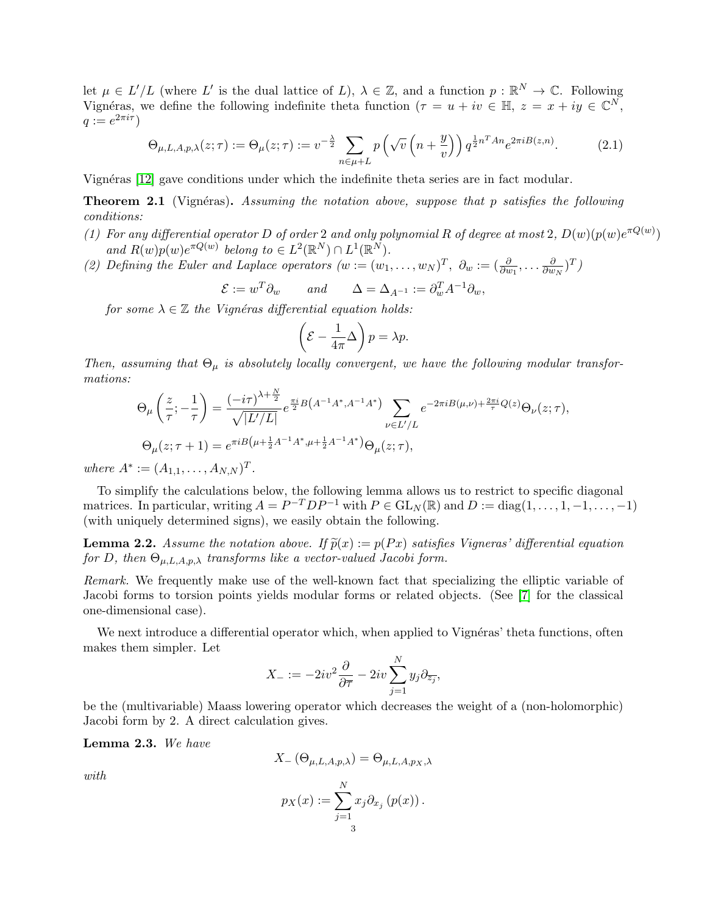let $\mu \in L'/L$ (where $L'$ is the dual lattice of $L$), $\lambda \in \mathbb{Z}$, and a function $p : \mathbb{R}^N \to \mathbb{C}$. Following Vignéras, we define the following indefinite theta function ($\tau = u + iv \in \mathbb{H}$, $z = x + iy \in \mathbb{C}^N$, $q := e^{2\pi i\tau}$)

$$\Theta_{\mu,L,A,p,\lambda}(z;\tau) := \Theta_\mu(z;\tau) := v^{-\frac{\lambda}{2}} \sum_{n\in\mu+L} p\left(\sqrt{v}\left(n + \frac{y}{v}\right)\right) q^{\frac{1}{2}n^T An} e^{2\pi i B(z,n)}. \tag{2.1}$$

Vignéras [12] gave conditions under which the indefinite theta series are in fact modular.

**Theorem 2.1** (Vignéras)**.** *Assuming the notation above, suppose that $p$ satisfies the following conditions:*

*(1) For any differential operator $D$ of order $2$ and only polynomial $R$ of degree at most $2$, $D(w)(p(w)e^{\pi Q(w)})$ and $R(w)p(w)e^{\pi Q(w)}$ belong to $\in L^2(\mathbb{R}^N) \cap L^1(\mathbb{R}^N)$.*

*(2) Defining the Euler and Laplace operators ($w := (w_1, \ldots, w_N)^T$, $\partial_w := (\frac{\partial}{\partial w_1}, \ldots \frac{\partial}{\partial w_N})^T$)*

$$\mathcal{E} := w^T \partial_w \qquad \textit{and} \qquad \Delta = \Delta_{A^{-1}} := \partial_w^T A^{-1} \partial_w,$$

*for some $\lambda \in \mathbb{Z}$ the Vignéras differential equation holds:*

$$\left(\mathcal{E} - \frac{1}{4\pi}\Delta\right) p = \lambda p.$$

*Then, assuming that $\Theta_\mu$ is absolutely locally convergent, we have the following modular transformations:*

$$\Theta_\mu\left(\frac{z}{\tau}; -\frac{1}{\tau}\right) = \frac{(-i\tau)^{\lambda+\frac{N}{2}}}{\sqrt{|L'/L|}} e^{\frac{\pi i}{2}B\left(A^{-1}A^*, A^{-1}A^*\right)} \sum_{\nu\in L'/L} e^{-2\pi i B(\mu,\nu) + \frac{2\pi i}{\tau}Q(z)} \Theta_\nu(z;\tau),$$

$$\Theta_\mu(z;\tau+1) = e^{\pi i B\left(\mu + \frac{1}{2}A^{-1}A^*, \mu + \frac{1}{2}A^{-1}A^*\right)} \Theta_\mu(z;\tau),$$

*where $A^* := (A_{1,1}, \ldots, A_{N,N})^T$.*

To simplify the calculations below, the following lemma allows us to restrict to specific diagonal matrices. In particular, writing $A = P^{-T}DP^{-1}$ with $P \in \mathrm{GL}_N(\mathbb{R})$ and $D := \mathrm{diag}(1, \ldots, 1, -1, \ldots, -1)$ (with uniquely determined signs), we easily obtain the following.

**Lemma 2.2.** *Assume the notation above. If $\widetilde{p}(x) := p(Px)$ satisfies Vigneras' differential equation for $D$, then $\Theta_{\mu,L,A,p,\lambda}$ transforms like a vector-valued Jacobi form.*

*Remark.* We frequently make use of the well-known fact that specializing the elliptic variable of Jacobi forms to torsion points yields modular forms or related objects. (See [7] for the classical one-dimensional case).

We next introduce a differential operator which, when applied to Vignéras' theta functions, often makes them simpler. Let

$$X_- := -2iv^2\frac{\partial}{\partial\overline{\tau}} - 2iv\sum_{j=1}^N y_j \partial_{\overline{z_j}},$$

be the (multivariable) Maass lowering operator which decreases the weight of a (non-holomorphic) Jacobi form by 2. A direct calculation gives.

**Lemma 2.3.** *We have*

$$X_-\left(\Theta_{\mu,L,A,p,\lambda}\right) = \Theta_{\mu,L,A,p_X,\lambda}$$

*with*

$$p_X(x) := \sum_{j=1}^N x_j \partial_{x_j}\left(p(x)\right).$$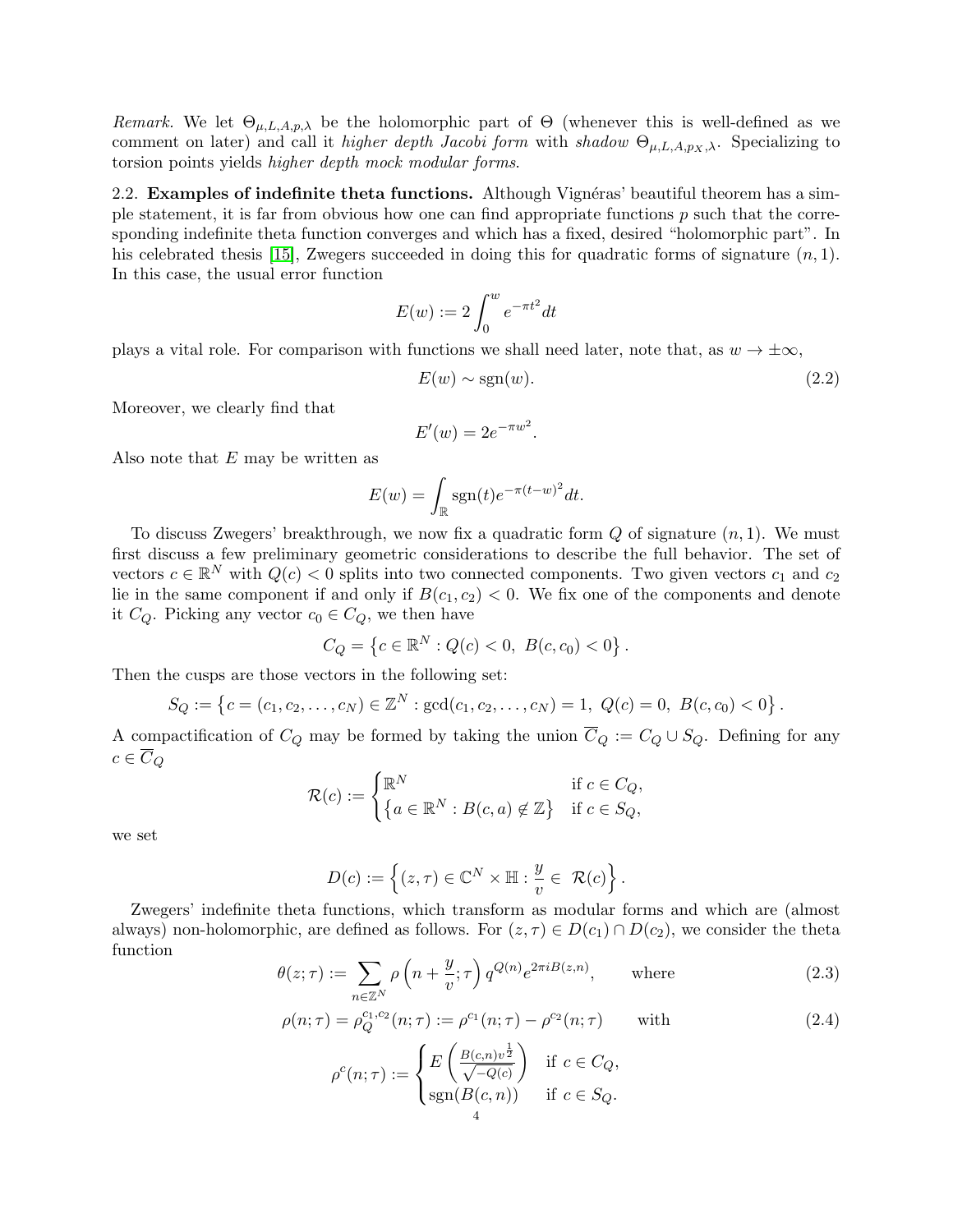*Remark.* We let $\Theta_{\mu,L,A,p,\lambda}$ be the holomorphic part of $\Theta$ (whenever this is well-defined as we comment on later) and call it *higher depth Jacobi form* with *shadow* $\Theta_{\mu,L,A,p_X,\lambda}$. Specializing to torsion points yields *higher depth mock modular forms*.

**2.2. Examples of indefinite theta functions.** Although Vignéras' beautiful theorem has a simple statement, it is far from obvious how one can find appropriate functions $p$ such that the corresponding indefinite theta function converges and which has a fixed, desired "holomorphic part". In his celebrated thesis [15], Zwegers succeeded in doing this for quadratic forms of signature $(n, 1)$. In this case, the usual error function

$$E(w) := 2\int_0^w e^{-\pi t^2} dt$$

plays a vital role. For comparison with functions we shall need later, note that, as $w \to \pm\infty$,

$$E(w) \sim \operatorname{sgn}(w). \tag{2.2}$$

Moreover, we clearly find that

$$E'(w) = 2e^{-\pi w^2}.$$

Also note that $E$ may be written as

$$E(w) = \int_{\mathbb{R}} \operatorname{sgn}(t) e^{-\pi(t-w)^2} dt.$$

To discuss Zwegers' breakthrough, we now fix a quadratic form $Q$ of signature $(n, 1)$. We must first discuss a few preliminary geometric considerations to describe the full behavior. The set of vectors $c \in \mathbb{R}^N$ with $Q(c) < 0$ splits into two connected components. Two given vectors $c_1$ and $c_2$ lie in the same component if and only if $B(c_1, c_2) < 0$. We fix one of the components and denote it $C_Q$. Picking any vector $c_0 \in C_Q$, we then have

$$C_Q = \left\{c \in \mathbb{R}^N : Q(c) < 0,\ B(c, c_0) < 0\right\}.$$

Then the cusps are those vectors in the following set:

$$S_Q := \left\{c = (c_1, c_2, \dots, c_N) \in \mathbb{Z}^N : \gcd(c_1, c_2, \dots, c_N) = 1,\ Q(c) = 0,\ B(c, c_0) < 0\right\}.$$

A compactification of $C_Q$ may be formed by taking the union $\overline{C}_Q := C_Q \cup S_Q$. Defining for any $c \in \overline{C}_Q$

$$\mathcal{R}(c) := \begin{cases} \mathbb{R}^N & \text{if } c \in C_Q, \\ \left\{a \in \mathbb{R}^N : B(c, a) \notin \mathbb{Z}\right\} & \text{if } c \in S_Q, \end{cases}$$

we set

$$D(c) := \left\{(z, \tau) \in \mathbb{C}^N \times \mathbb{H} : \frac{y}{v} \in \mathcal{R}(c)\right\}.$$

Zwegers' indefinite theta functions, which transform as modular forms and which are (almost always) non-holomorphic, are defined as follows. For $(z, \tau) \in D(c_1) \cap D(c_2)$, we consider the theta function

$$\theta(z; \tau) := \sum_{n \in \mathbb{Z}^N} \rho\left(n + \frac{y}{v}; \tau\right) q^{Q(n)} e^{2\pi i B(z,n)}, \qquad \text{where} \tag{2.3}$$

$$\rho(n; \tau) = \rho_Q^{c_1,c_2}(n; \tau) := \rho^{c_1}(n; \tau) - \rho^{c_2}(n; \tau) \qquad \text{with} \tag{2.4}$$

$$\rho^c(n; \tau) := \begin{cases} E\left(\frac{B(c,n)v^{\frac{1}{2}}}{\sqrt{-Q(c)}}\right) & \text{if } c \in C_Q, \\ \operatorname{sgn}(B(c, n)) & \text{if } c \in S_Q. \end{cases}$$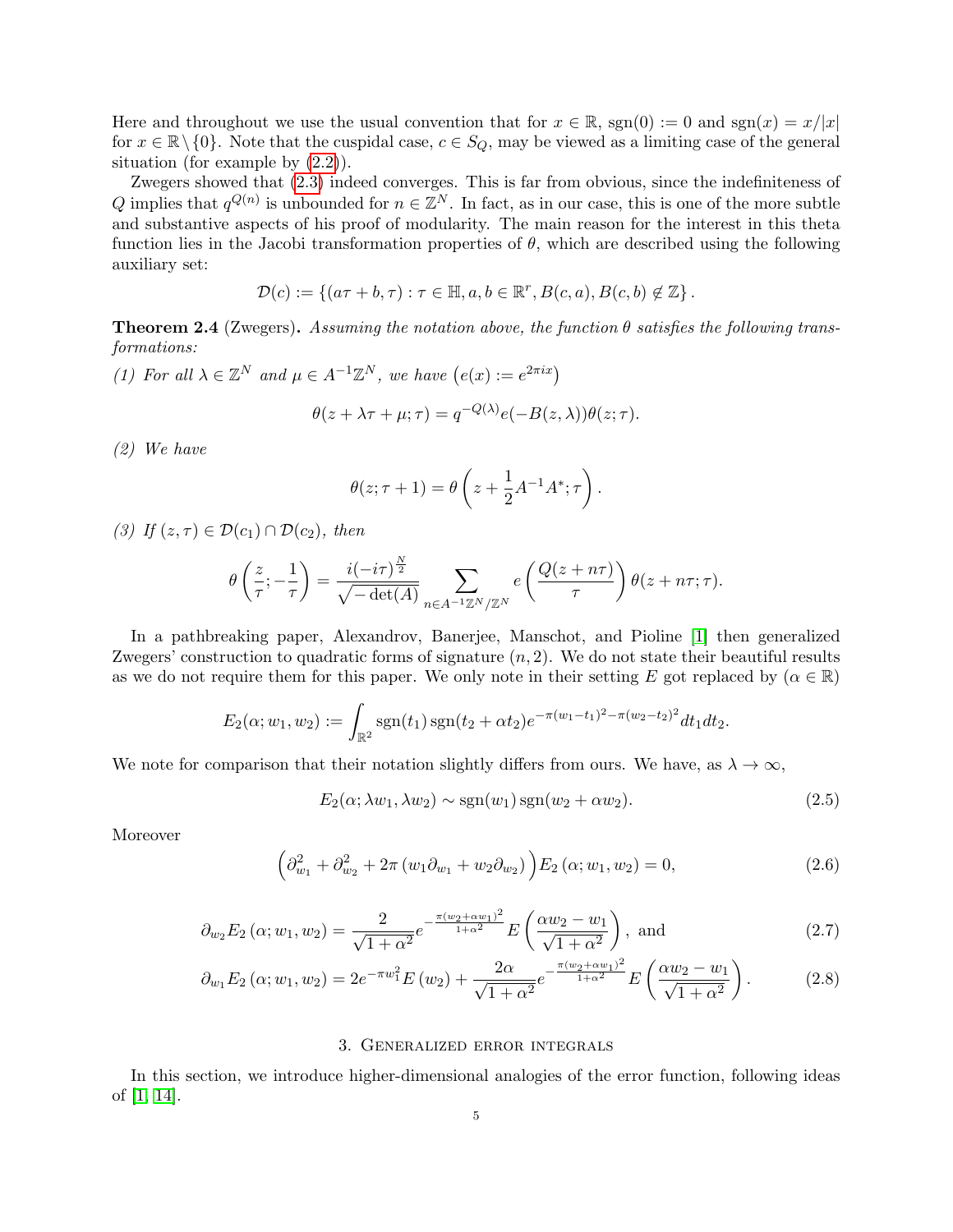Here and throughout we use the usual convention that for $x \in \mathbb{R}$, $\operatorname{sgn}(0) := 0$ and $\operatorname{sgn}(x) = x/|x|$ for $x \in \mathbb{R} \setminus \{0\}$. Note that the cuspidal case, $c \in S_Q$, may be viewed as a limiting case of the general situation (for example by (2.2)).

Zwegers showed that (2.3) indeed converges. This is far from obvious, since the indefiniteness of $Q$ implies that $q^{Q(n)}$ is unbounded for $n \in \mathbb{Z}^N$. In fact, as in our case, this is one of the more subtle and substantive aspects of his proof of modularity. The main reason for the interest in this theta function lies in the Jacobi transformation properties of $\theta$, which are described using the following auxiliary set:

$$\mathcal{D}(c) := \left\{ (a\tau + b, \tau) : \tau \in \mathbb{H}, a, b \in \mathbb{R}^r, B(c,a), B(c,b) \notin \mathbb{Z} \right\}.$$

**Theorem 2.4** (Zwegers)**.** *Assuming the notation above, the function $\theta$ satisfies the following transformations:*

*(1) For all $\lambda \in \mathbb{Z}^N$ and $\mu \in A^{-1}\mathbb{Z}^N$, we have $\left(e(x) := e^{2\pi i x}\right)$*

$$\theta(z + \lambda\tau + \mu; \tau) = q^{-Q(\lambda)} e(-B(z, \lambda)) \theta(z; \tau).$$

*(2) We have*

$$\theta(z; \tau + 1) = \theta\left(z + \frac{1}{2} A^{-1} A^*; \tau\right).$$

*(3) If $(z, \tau) \in \mathcal{D}(c_1) \cap \mathcal{D}(c_2)$, then*

$$\theta\left(\frac{z}{\tau}; -\frac{1}{\tau}\right) = \frac{i(-i\tau)^{\frac{N}{2}}}{\sqrt{-\det(A)}} \sum_{n \in A^{-1}\mathbb{Z}^N/\mathbb{Z}^N} e\left(\frac{Q(z + n\tau)}{\tau}\right) \theta(z + n\tau; \tau).$$

In a pathbreaking paper, Alexandrov, Banerjee, Manschot, and Pioline [1] then generalized Zwegers' construction to quadratic forms of signature $(n, 2)$. We do not state their beautiful results as we do not require them for this paper. We only note in their setting $E$ got replaced by ($\alpha \in \mathbb{R}$)

$$E_2(\alpha; w_1, w_2) := \int_{\mathbb{R}^2} \operatorname{sgn}(t_1) \operatorname{sgn}(t_2 + \alpha t_2) e^{-\pi(w_1 - t_1)^2 - \pi(w_2 - t_2)^2} dt_1 dt_2.$$

We note for comparison that their notation slightly differs from ours. We have, as $\lambda \to \infty$,

$$E_2(\alpha; \lambda w_1, \lambda w_2) \sim \operatorname{sgn}(w_1) \operatorname{sgn}(w_2 + \alpha w_2). \tag{2.5}$$

Moreover

$$\left(\partial_{w_1}^2 + \partial_{w_2}^2 + 2\pi \left(w_1 \partial_{w_1} + w_2 \partial_{w_2}\right)\right) E_2\left(\alpha; w_1, w_2\right) = 0, \tag{2.6}$$

$$\partial_{w_2} E_2\left(\alpha; w_1, w_2\right) = \frac{2}{\sqrt{1 + \alpha^2}} e^{-\frac{\pi(w_2 + \alpha w_1)^2}{1 + \alpha^2}} E\left(\frac{\alpha w_2 - w_1}{\sqrt{1 + \alpha^2}}\right), \text{ and} \tag{2.7}$$

$$\partial_{w_1} E_2\left(\alpha; w_1, w_2\right) = 2e^{-\pi w_1^2} E\left(w_2\right) + \frac{2\alpha}{\sqrt{1 + \alpha^2}} e^{-\frac{\pi(w_2 + \alpha w_1)^2}{1 + \alpha^2}} E\left(\frac{\alpha w_2 - w_1}{\sqrt{1 + \alpha^2}}\right). \tag{2.8}$$

## 3. Generalized error integrals

In this section, we introduce higher-dimensional analogies of the error function, following ideas of [1, 14].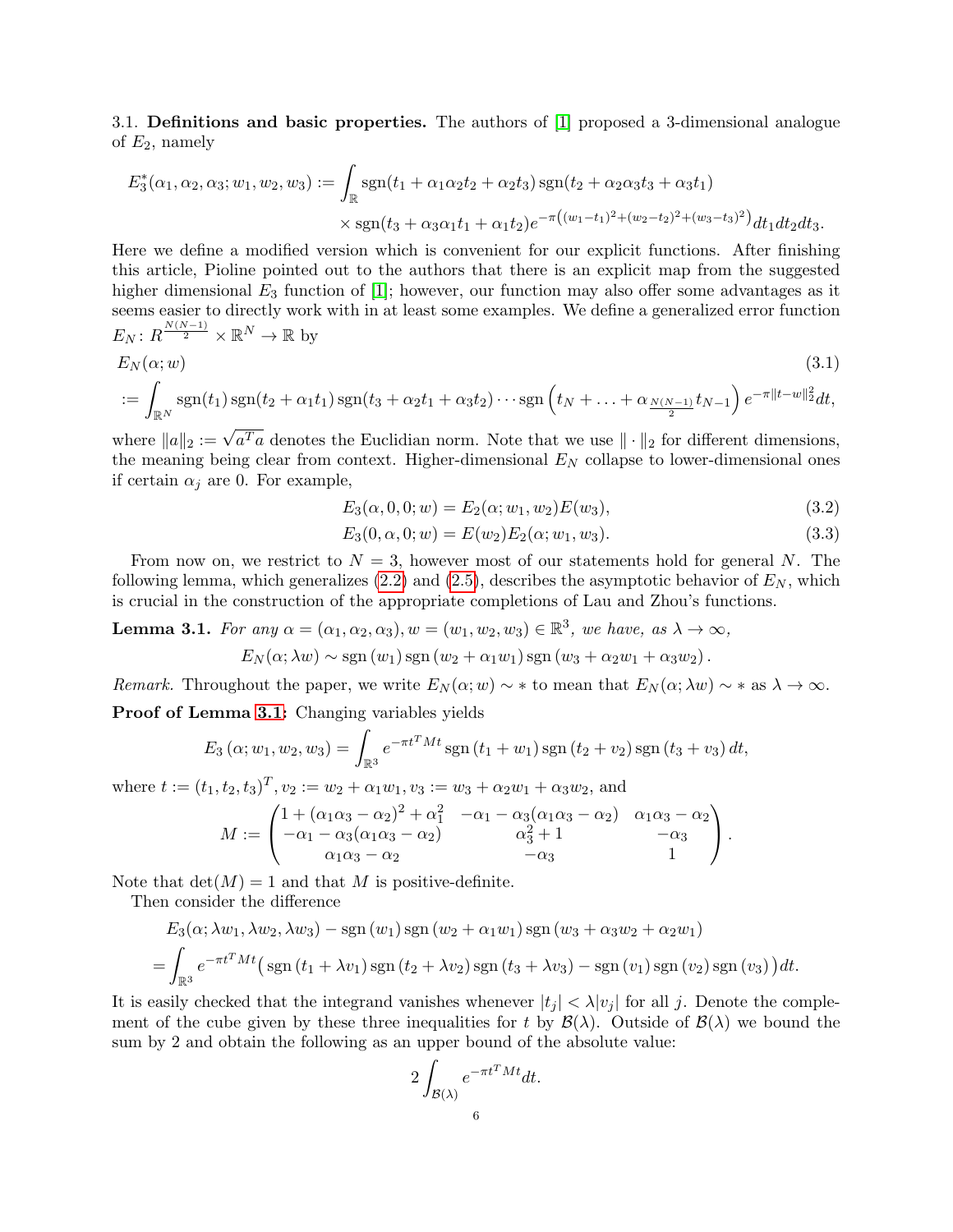3.1. **Definitions and basic properties.** The authors of [1] proposed a 3-dimensional analogue of $E_2$, namely

$$E_3^*(\alpha_1,\alpha_2,\alpha_3;w_1,w_2,w_3) := \int_{\mathbb{R}} \operatorname{sgn}(t_1+\alpha_1\alpha_2 t_2+\alpha_2 t_3)\operatorname{sgn}(t_2+\alpha_2\alpha_3 t_3+\alpha_3 t_1) \\ \times \operatorname{sgn}(t_3+\alpha_3\alpha_1 t_1+\alpha_1 t_2) e^{-\pi\left((w_1-t_1)^2+(w_2-t_2)^2+(w_3-t_3)^2\right)}dt_1dt_2dt_3.$$

Here we define a modified version which is convenient for our explicit functions. After finishing this article, Pioline pointed out to the authors that there is an explicit map from the suggested higher dimensional $E_3$ function of [1]; however, our function may also offer some advantages as it seems easier to directly work with in at least some examples. We define a generalized error function $E_N\colon R^{\frac{N(N-1)}{2}}\times\mathbb{R}^N\to\mathbb{R}$ by

$$E_N(\alpha;w) \tag{3.1}$$
$$:= \int_{\mathbb{R}^N}\operatorname{sgn}(t_1)\operatorname{sgn}(t_2+\alpha_1 t_1)\operatorname{sgn}(t_3+\alpha_2 t_1+\alpha_3 t_2)\cdots\operatorname{sgn}\left(t_N+\ldots+\alpha_{\frac{N(N-1)}{2}}t_{N-1}\right)e^{-\pi\|t-w\|_2^2}dt,$$

where $\|a\|_2 := \sqrt{a^Ta}$ denotes the Euclidian norm. Note that we use $\|\cdot\|_2$ for different dimensions, the meaning being clear from context. Higher-dimensional $E_N$ collapse to lower-dimensional ones if certain $\alpha_j$ are 0. For example,

$$E_3(\alpha,0,0;w) = E_2(\alpha;w_1,w_2)E(w_3), \tag{3.2}$$

$$E_3(0,\alpha,0;w) = E(w_2)E_2(\alpha;w_1,w_3). \tag{3.3}$$

From now on, we restrict to $N=3$, however most of our statements hold for general $N$. The following lemma, which generalizes (2.2) and (2.5), describes the asymptotic behavior of $E_N$, which is crucial in the construction of the appropriate completions of Lau and Zhou's functions.

**Lemma 3.1.** *For any $\alpha=(\alpha_1,\alpha_2,\alpha_3), w=(w_1,w_2,w_3)\in\mathbb{R}^3$, we have, as $\lambda\to\infty$,*

$$E_N(\alpha;\lambda w)\sim\operatorname{sgn}(w_1)\operatorname{sgn}(w_2+\alpha_1 w_1)\operatorname{sgn}(w_3+\alpha_2 w_1+\alpha_3 w_2).$$

*Remark.* Throughout the paper, we write $E_N(\alpha;w)\sim *$ to mean that $E_N(\alpha;\lambda w)\sim *$ as $\lambda\to\infty$.

**Proof of Lemma 3.1:** Changing variables yields

$$E_3(\alpha;w_1,w_2,w_3) = \int_{\mathbb{R}^3} e^{-\pi t^TMt}\operatorname{sgn}(t_1+w_1)\operatorname{sgn}(t_2+v_2)\operatorname{sgn}(t_3+v_3)\,dt,$$

where $t:=(t_1,t_2,t_3)^T$, $v_2:=w_2+\alpha_1 w_1$, $v_3:=w_3+\alpha_2 w_1+\alpha_3 w_2$, and

$$M := \begin{pmatrix} 1+(\alpha_1\alpha_3-\alpha_2)^2+\alpha_1^2 & -\alpha_1-\alpha_3(\alpha_1\alpha_3-\alpha_2) & \alpha_1\alpha_3-\alpha_2 \\ -\alpha_1-\alpha_3(\alpha_1\alpha_3-\alpha_2) & \alpha_3^2+1 & -\alpha_3 \\ \alpha_1\alpha_3-\alpha_2 & -\alpha_3 & 1 \end{pmatrix}.$$

Note that $\det(M)=1$ and that $M$ is positive-definite.

Then consider the difference

$$E_3(\alpha;\lambda w_1,\lambda w_2,\lambda w_3)-\operatorname{sgn}(w_1)\operatorname{sgn}(w_2+\alpha_1 w_1)\operatorname{sgn}(w_3+\alpha_3 w_2+\alpha_2 w_1)$$
$$= \int_{\mathbb{R}^3} e^{-\pi t^TMt}\big(\operatorname{sgn}(t_1+\lambda v_1)\operatorname{sgn}(t_2+\lambda v_2)\operatorname{sgn}(t_3+\lambda v_3)-\operatorname{sgn}(v_1)\operatorname{sgn}(v_2)\operatorname{sgn}(v_3)\big)\,dt.$$

It is easily checked that the integrand vanishes whenever $|t_j|<\lambda|v_j|$ for all $j$. Denote the complement of the cube given by these three inequalities for $t$ by $\mathcal{B}(\lambda)$. Outside of $\mathcal{B}(\lambda)$ we bound the sum by 2 and obtain the following as an upper bound of the absolute value:

$$2\int_{\mathcal{B}(\lambda)} e^{-\pi t^TMt}dt.$$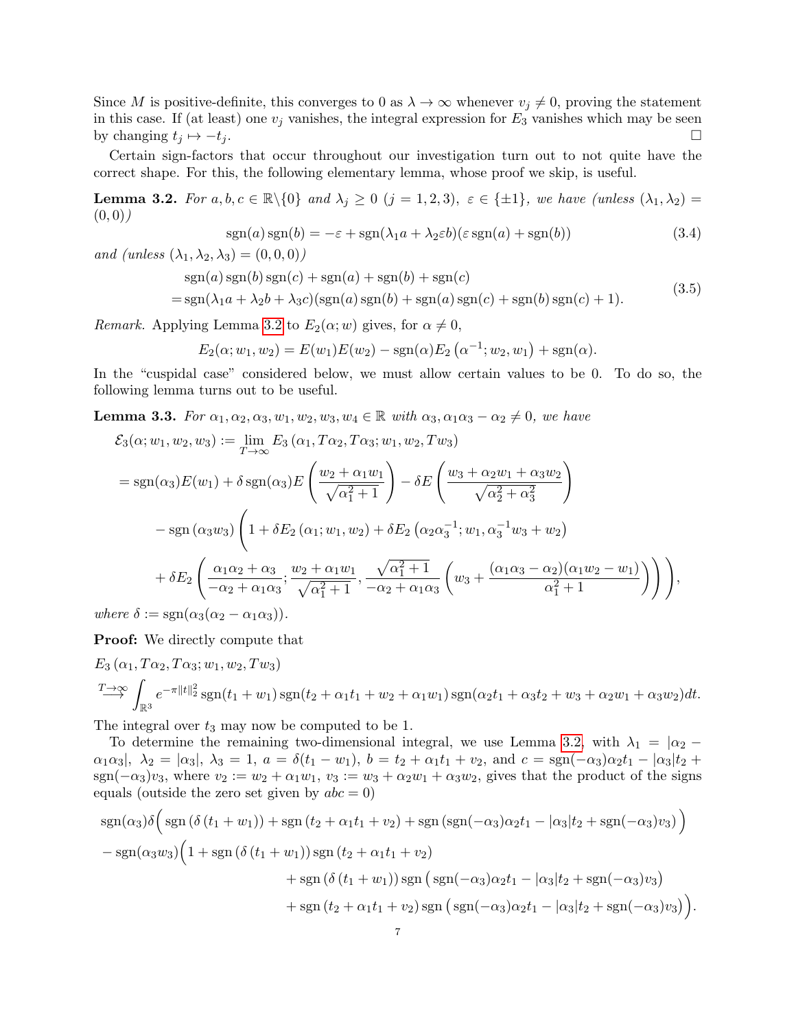Since $M$ is positive-definite, this converges to 0 as $\lambda \to \infty$ whenever $v_j \neq 0$, proving the statement in this case. If (at least) one $v_j$ vanishes, the integral expression for $E_3$ vanishes which may be seen by changing $t_j \mapsto -t_j$. $\square$

Certain sign-factors that occur throughout our investigation turn out to not quite have the correct shape. For this, the following elementary lemma, whose proof we skip, is useful.

**Lemma 3.2.** *For $a, b, c \in \mathbb{R}\backslash\{0\}$ and $\lambda_j \geq 0$ $(j = 1, 2, 3)$, $\varepsilon \in \{\pm 1\}$, we have (unless $(\lambda_1, \lambda_2) = (0, 0)$)*

$$\operatorname{sgn}(a)\operatorname{sgn}(b) = -\varepsilon + \operatorname{sgn}(\lambda_1 a + \lambda_2 \varepsilon b)(\varepsilon \operatorname{sgn}(a) + \operatorname{sgn}(b)) \tag{3.4}$$

*and (unless $(\lambda_1, \lambda_2, \lambda_3) = (0, 0, 0)$)*

$$\begin{aligned} &\operatorname{sgn}(a)\operatorname{sgn}(b)\operatorname{sgn}(c) + \operatorname{sgn}(a) + \operatorname{sgn}(b) + \operatorname{sgn}(c) \\ &= \operatorname{sgn}(\lambda_1 a + \lambda_2 b + \lambda_3 c)(\operatorname{sgn}(a)\operatorname{sgn}(b) + \operatorname{sgn}(a)\operatorname{sgn}(c) + \operatorname{sgn}(b)\operatorname{sgn}(c) + 1). \end{aligned} \tag{3.5}$$

*Remark.* Applying Lemma 3.2 to $E_2(\alpha; w)$ gives, for $\alpha \neq 0$,

$$E_2(\alpha; w_1, w_2) = E(w_1)E(w_2) - \operatorname{sgn}(\alpha) E_2\left(\alpha^{-1}; w_2, w_1\right) + \operatorname{sgn}(\alpha).$$

In the "cuspidal case" considered below, we must allow certain values to be 0. To do so, the following lemma turns out to be useful.

**Lemma 3.3.** *For $\alpha_1, \alpha_2, \alpha_3, w_1, w_2, w_3, w_4 \in \mathbb{R}$ with $\alpha_3, \alpha_1\alpha_3 - \alpha_2 \neq 0$, we have*

$$\begin{aligned} &\mathcal{E}_3(\alpha; w_1, w_2, w_3) := \lim_{T\to\infty} E_3\left(\alpha_1, T\alpha_2, T\alpha_3; w_1, w_2, Tw_3\right) \\ &= \operatorname{sgn}(\alpha_3)E(w_1) + \delta \operatorname{sgn}(\alpha_3) E\left(\frac{w_2 + \alpha_1 w_1}{\sqrt{\alpha_1^2 + 1}}\right) - \delta E\left(\frac{w_3 + \alpha_2 w_1 + \alpha_3 w_2}{\sqrt{\alpha_2^2 + \alpha_3^2}}\right) \\ &\quad - \operatorname{sgn}\left(\alpha_3 w_3\right)\Bigg(1 + \delta E_2\left(\alpha_1; w_1, w_2\right) + \delta E_2\left(\alpha_2\alpha_3^{-1}; w_1, \alpha_3^{-1}w_3 + w_2\right) \\ &\quad + \delta E_2\left(\frac{\alpha_1\alpha_2 + \alpha_3}{-\alpha_2 + \alpha_1\alpha_3}; \frac{w_2 + \alpha_1 w_1}{\sqrt{\alpha_1^2 + 1}}, \frac{\sqrt{\alpha_1^2 + 1}}{-\alpha_2 + \alpha_1\alpha_3}\left(w_3 + \frac{(\alpha_1\alpha_3 - \alpha_2)(\alpha_1 w_2 - w_1)}{\alpha_1^2 + 1}\right)\right)\Bigg), \end{aligned}$$

*where $\delta := \operatorname{sgn}(\alpha_3(\alpha_2 - \alpha_1\alpha_3))$.*

**Proof:** We directly compute that

$$\begin{aligned} &E_3\left(\alpha_1, T\alpha_2, T\alpha_3; w_1, w_2, Tw_3\right) \\ &\overset{T\to\infty}{\longrightarrow} \int_{\mathbb{R}^3} e^{-\pi\|t\|_2^2} \operatorname{sgn}(t_1 + w_1)\operatorname{sgn}(t_2 + \alpha_1 t_1 + w_2 + \alpha_1 w_1)\operatorname{sgn}(\alpha_2 t_1 + \alpha_3 t_2 + w_3 + \alpha_2 w_1 + \alpha_3 w_2)dt. \end{aligned}$$

The integral over $t_3$ may now be computed to be 1.

To determine the remaining two-dimensional integral, we use Lemma 3.2, with $\lambda_1 = |\alpha_2 - \alpha_1\alpha_3|$, $\lambda_2 = |\alpha_3|$, $\lambda_3 = 1$, $a = \delta(t_1 - w_1)$, $b = t_2 + \alpha_1 t_1 + v_2$, and $c = \operatorname{sgn}(-\alpha_3)\alpha_2 t_1 - |\alpha_3|t_2 + \operatorname{sgn}(-\alpha_3)v_3$), where $v_2 := w_2 + \alpha_1 w_1$, $v_3 := w_3 + \alpha_2 w_1 + \alpha_3 w_2$, gives that the product of the signs equals (outside the zero set given by $abc = 0$)

$$\begin{aligned} &\operatorname{sgn}(\alpha_3)\delta\Big(\operatorname{sgn}\left(\delta\left(t_1 + w_1\right)\right) + \operatorname{sgn}\left(t_2 + \alpha_1 t_1 + v_2\right) + \operatorname{sgn}\left(\operatorname{sgn}(-\alpha_3)\alpha_2 t_1 - |\alpha_3|t_2 + \operatorname{sgn}(-\alpha_3)v_3\right)\Big) \\ &- \operatorname{sgn}(\alpha_3 w_3)\Big(1 + \operatorname{sgn}\left(\delta\left(t_1 + w_1\right)\right)\operatorname{sgn}\left(t_2 + \alpha_1 t_1 + v_2\right) \\ &\qquad + \operatorname{sgn}\left(\delta\left(t_1 + w_1\right)\right)\operatorname{sgn}\left(\operatorname{sgn}(-\alpha_3)\alpha_2 t_1 - |\alpha_3|t_2 + \operatorname{sgn}(-\alpha_3)v_3\right) \\ &\qquad + \operatorname{sgn}\left(t_2 + \alpha_1 t_1 + v_2\right)\operatorname{sgn}\left(\operatorname{sgn}(-\alpha_3)\alpha_2 t_1 - |\alpha_3|t_2 + \operatorname{sgn}(-\alpha_3)v_3\right)\Big). \end{aligned}$$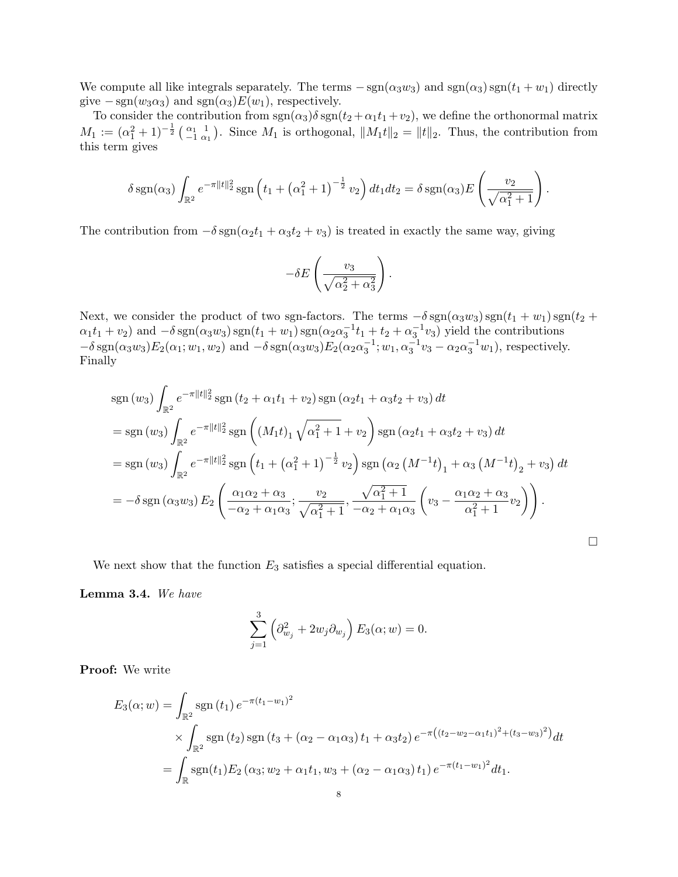We compute all like integrals separately. The terms $-\operatorname{sgn}(\alpha_3 w_3)$ and $\operatorname{sgn}(\alpha_3)\operatorname{sgn}(t_1+w_1)$ directly give $-\operatorname{sgn}(w_3\alpha_3)$ and $\operatorname{sgn}(\alpha_3)E(w_1)$, respectively.

To consider the contribution from $\operatorname{sgn}(\alpha_3)\delta\operatorname{sgn}(t_2+\alpha_1 t_1+v_2)$, we define the orthonormal matrix $M_1 := (\alpha_1^2+1)^{-\frac{1}{2}}\left(\begin{smallmatrix}\alpha_1 & 1\\ -1 & \alpha_1\end{smallmatrix}\right)$. Since $M_1$ is orthogonal, $\|M_1 t\|_2 = \|t\|_2$. Thus, the contribution from this term gives

$$\delta\operatorname{sgn}(\alpha_3)\int_{\mathbb{R}^2} e^{-\pi\|t\|_2^2}\operatorname{sgn}\left(t_1+\left(\alpha_1^2+1\right)^{-\frac{1}{2}}v_2\right)dt_1dt_2 = \delta\operatorname{sgn}(\alpha_3)E\left(\frac{v_2}{\sqrt{\alpha_1^2+1}}\right).$$

The contribution from $-\delta\operatorname{sgn}(\alpha_2 t_1+\alpha_3 t_2+v_3)$ is treated in exactly the same way, giving

$$-\delta E\left(\frac{v_3}{\sqrt{\alpha_2^2+\alpha_3^2}}\right).$$

Next, we consider the product of two sgn-factors. The terms $-\delta\operatorname{sgn}(\alpha_3 w_3)\operatorname{sgn}(t_1+w_1)\operatorname{sgn}(t_2+\alpha_1 t_1+v_2)$ and $-\delta\operatorname{sgn}(\alpha_3 w_3)\operatorname{sgn}(t_1+w_1)\operatorname{sgn}(\alpha_2\alpha_3^{-1}t_1+t_2+\alpha_3^{-1}v_3)$ yield the contributions $-\delta\operatorname{sgn}(\alpha_3 w_3)E_2(\alpha_1;w_1,w_2)$ and $-\delta\operatorname{sgn}(\alpha_3 w_3)E_2(\alpha_2\alpha_3^{-1};w_1,\alpha_3^{-1}v_3-\alpha_2\alpha_3^{-1}w_1)$, respectively. Finally

$$\begin{aligned}
&\operatorname{sgn}(w_3)\int_{\mathbb{R}^2} e^{-\pi\|t\|_2^2}\operatorname{sgn}(t_2+\alpha_1 t_1+v_2)\operatorname{sgn}(\alpha_2 t_1+\alpha_3 t_2+v_3)\,dt\\
&=\operatorname{sgn}(w_3)\int_{\mathbb{R}^2} e^{-\pi\|t\|_2^2}\operatorname{sgn}\left((M_1 t)_1\sqrt{\alpha_1^2+1}+v_2\right)\operatorname{sgn}(\alpha_2 t_1+\alpha_3 t_2+v_3)\,dt\\
&=\operatorname{sgn}(w_3)\int_{\mathbb{R}^2} e^{-\pi\|t\|_2^2}\operatorname{sgn}\left(t_1+\left(\alpha_1^2+1\right)^{-\frac{1}{2}}v_2\right)\operatorname{sgn}\left(\alpha_2\left(M^{-1}t\right)_1+\alpha_3\left(M^{-1}t\right)_2+v_3\right)dt\\
&=-\delta\operatorname{sgn}(\alpha_3 w_3)E_2\left(\frac{\alpha_1\alpha_2+\alpha_3}{-\alpha_2+\alpha_1\alpha_3};\frac{v_2}{\sqrt{\alpha_1^2+1}},\frac{\sqrt{\alpha_1^2+1}}{-\alpha_2+\alpha_1\alpha_3}\left(v_3-\frac{\alpha_1\alpha_2+\alpha_3}{\alpha_1^2+1}v_2\right)\right).
\end{aligned}$$

$\square$

We next show that the function $E_3$ satisfies a special differential equation.

**Lemma 3.4.** *We have*

$$\sum_{j=1}^{3}\left(\partial_{w_j}^2+2w_j\partial_{w_j}\right)E_3(\alpha;w)=0.$$

**Proof:** We write

$$\begin{aligned}
E_3(\alpha;w) &= \int_{\mathbb{R}^2}\operatorname{sgn}(t_1)\,e^{-\pi(t_1-w_1)^2}\\
&\quad\times\int_{\mathbb{R}^2}\operatorname{sgn}(t_2)\operatorname{sgn}(t_3+(\alpha_2-\alpha_1\alpha_3)t_1+\alpha_3 t_2)\,e^{-\pi\left((t_2-w_2-\alpha_1 t_1)^2+(t_3-w_3)^2\right)}dt\\
&= \int_{\mathbb{R}}\operatorname{sgn}(t_1)E_2\left(\alpha_3;w_2+\alpha_1 t_1,w_3+(\alpha_2-\alpha_1\alpha_3)t_1\right)e^{-\pi(t_1-w_1)^2}dt_1.
\end{aligned}$$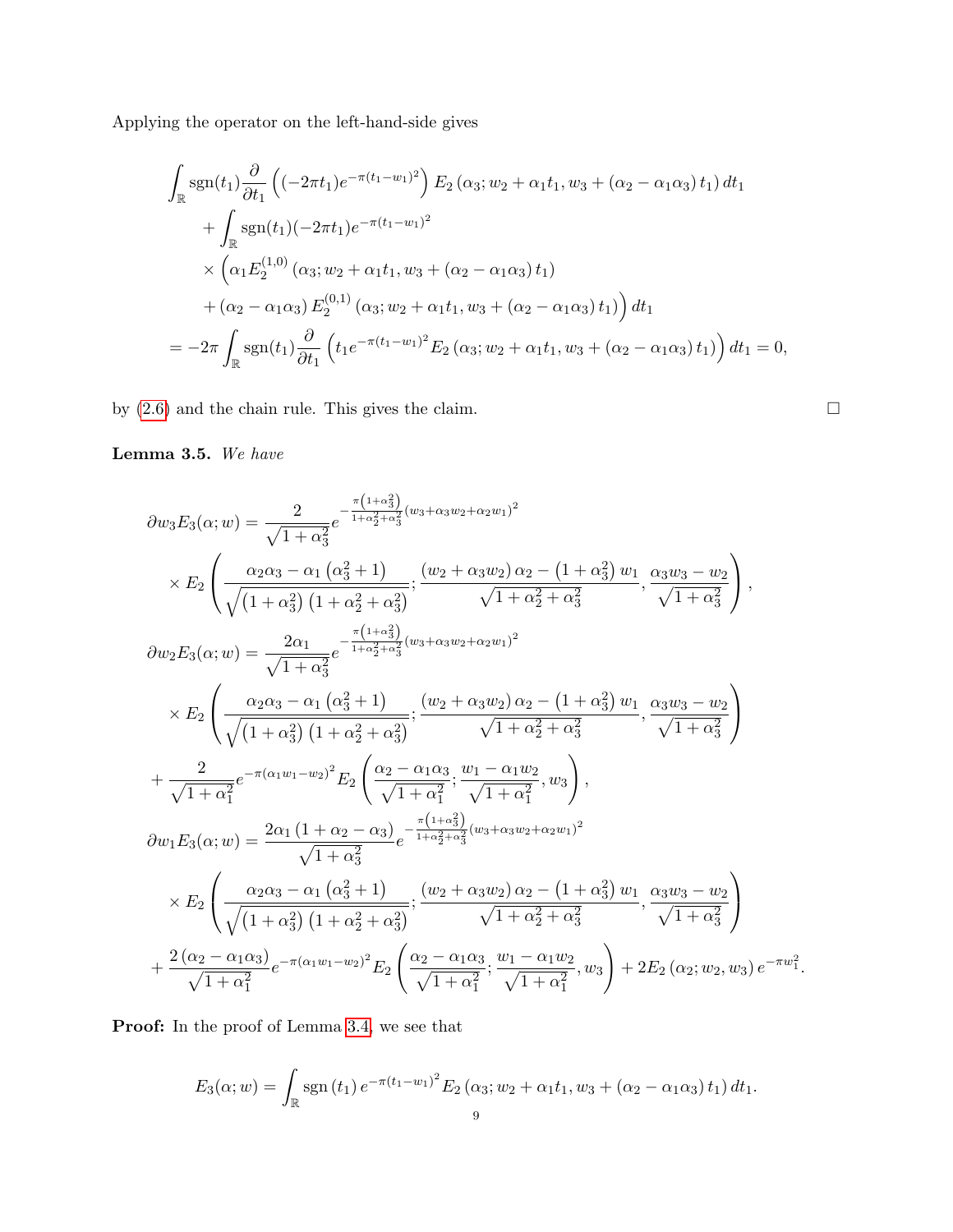Applying the operator on the left-hand-side gives

$$
\begin{aligned}
&\int_{\mathbb{R}} \operatorname{sgn}(t_1) \frac{\partial}{\partial t_1}\left((-2\pi t_1) e^{-\pi(t_1-w_1)^2}\right) E_2\left(\alpha_3; w_2+\alpha_1 t_1, w_3+\left(\alpha_2-\alpha_1\alpha_3\right) t_1\right) dt_1 \\
&\qquad + \int_{\mathbb{R}} \operatorname{sgn}(t_1)(-2\pi t_1) e^{-\pi(t_1-w_1)^2} \\
&\qquad \times \Big(\alpha_1 E_2^{(1,0)}\left(\alpha_3; w_2+\alpha_1 t_1, w_3+\left(\alpha_2-\alpha_1\alpha_3\right) t_1\right) \\
&\qquad + \left(\alpha_2-\alpha_1\alpha_3\right) E_2^{(0,1)}\left(\alpha_3; w_2+\alpha_1 t_1, w_3+\left(\alpha_2-\alpha_1\alpha_3\right) t_1\right)\Big) dt_1 \\
&= -2\pi \int_{\mathbb{R}} \operatorname{sgn}(t_1) \frac{\partial}{\partial t_1}\left(t_1 e^{-\pi(t_1-w_1)^2} E_2\left(\alpha_3; w_2+\alpha_1 t_1, w_3+\left(\alpha_2-\alpha_1\alpha_3\right) t_1\right)\right) dt_1 = 0,
\end{aligned}
$$

by (2.6) and the chain rule. This gives the claim. $\square$

**Lemma 3.5.** *We have*

$$
\begin{aligned}
\partial w_3 E_3(\alpha; w) &= \frac{2}{\sqrt{1+\alpha_3^2}} e^{-\frac{\pi\left(1+\alpha_3^2\right)}{1+\alpha_2^2+\alpha_3^2}\left(w_3+\alpha_3 w_2+\alpha_2 w_1\right)^2} \\
&\quad \times E_2\left(\frac{\alpha_2\alpha_3-\alpha_1\left(\alpha_3^2+1\right)}{\sqrt{\left(1+\alpha_3^2\right)\left(1+\alpha_2^2+\alpha_3^2\right)}}; \frac{\left(w_2+\alpha_3 w_2\right)\alpha_2-\left(1+\alpha_3^2\right) w_1}{\sqrt{1+\alpha_2^2+\alpha_3^2}}, \frac{\alpha_3 w_3-w_2}{\sqrt{1+\alpha_3^2}}\right), \\
\partial w_2 E_3(\alpha; w) &= \frac{2\alpha_1}{\sqrt{1+\alpha_3^2}} e^{-\frac{\pi\left(1+\alpha_3^2\right)}{1+\alpha_2^2+\alpha_3^2}\left(w_3+\alpha_3 w_2+\alpha_2 w_1\right)^2} \\
&\quad \times E_2\left(\frac{\alpha_2\alpha_3-\alpha_1\left(\alpha_3^2+1\right)}{\sqrt{\left(1+\alpha_3^2\right)\left(1+\alpha_2^2+\alpha_3^2\right)}}; \frac{\left(w_2+\alpha_3 w_2\right)\alpha_2-\left(1+\alpha_3^2\right) w_1}{\sqrt{1+\alpha_2^2+\alpha_3^2}}, \frac{\alpha_3 w_3-w_2}{\sqrt{1+\alpha_3^2}}\right) \\
&\quad + \frac{2}{\sqrt{1+\alpha_1^2}} e^{-\pi\left(\alpha_1 w_1-w_2\right)^2} E_2\left(\frac{\alpha_2-\alpha_1\alpha_3}{\sqrt{1+\alpha_1^2}}; \frac{w_1-\alpha_1 w_2}{\sqrt{1+\alpha_1^2}}, w_3\right), \\
\partial w_1 E_3(\alpha; w) &= \frac{2\alpha_1\left(1+\alpha_2-\alpha_3\right)}{\sqrt{1+\alpha_3^2}} e^{-\frac{\pi\left(1+\alpha_3^2\right)}{1+\alpha_2^2+\alpha_3^2}\left(w_3+\alpha_3 w_2+\alpha_2 w_1\right)^2} \\
&\quad \times E_2\left(\frac{\alpha_2\alpha_3-\alpha_1\left(\alpha_3^2+1\right)}{\sqrt{\left(1+\alpha_3^2\right)\left(1+\alpha_2^2+\alpha_3^2\right)}}; \frac{\left(w_2+\alpha_3 w_2\right)\alpha_2-\left(1+\alpha_3^2\right) w_1}{\sqrt{1+\alpha_2^2+\alpha_3^2}}, \frac{\alpha_3 w_3-w_2}{\sqrt{1+\alpha_3^2}}\right) \\
&\quad + \frac{2\left(\alpha_2-\alpha_1\alpha_3\right)}{\sqrt{1+\alpha_1^2}} e^{-\pi\left(\alpha_1 w_1-w_2\right)^2} E_2\left(\frac{\alpha_2-\alpha_1\alpha_3}{\sqrt{1+\alpha_1^2}}; \frac{w_1-\alpha_1 w_2}{\sqrt{1+\alpha_1^2}}, w_3\right) + 2E_2\left(\alpha_2; w_2, w_3\right) e^{-\pi w_1^2}.
\end{aligned}
$$

**Proof:** In the proof of Lemma 3.4, we see that

$$
E_3(\alpha; w) = \int_{\mathbb{R}} \operatorname{sgn}\left(t_1\right) e^{-\pi(t_1-w_1)^2} E_2\left(\alpha_3; w_2+\alpha_1 t_1, w_3+\left(\alpha_2-\alpha_1\alpha_3\right) t_1\right) dt_1.
$$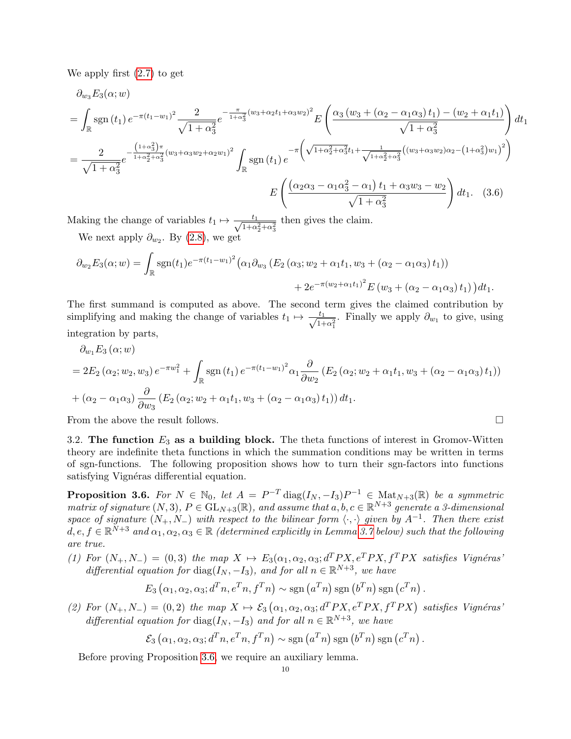We apply first (2.7) to get

$$
\begin{aligned}
&\partial_{w_3} E_3(\alpha; w)\\
&= \int_{\mathbb{R}} \operatorname{sgn}(t_1)\, e^{-\pi(t_1-w_1)^2} \frac{2}{\sqrt{1+\alpha_3^2}} e^{-\frac{\pi}{1+\alpha_3^2}(w_3+\alpha_2 t_1+\alpha_3 w_2)^2} E\left(\frac{\alpha_3\left(w_3+(\alpha_2-\alpha_1\alpha_3)t_1\right)-(w_2+\alpha_1 t_1)}{\sqrt{1+\alpha_3^2}}\right) dt_1\\
&= \frac{2}{\sqrt{1+\alpha_3^2}} e^{-\frac{\left(1+\alpha_3^2\right)\pi}{1+\alpha_2^2+\alpha_3^2}(w_3+\alpha_3 w_2+\alpha_2 w_1)^2} \int_{\mathbb{R}} \operatorname{sgn}(t_1)\, e^{-\pi\left(\sqrt{1+\alpha_2^2+\alpha_3^2}t_1+\frac{1}{\sqrt{1+\alpha_2^2+\alpha_3^2}}\left((w_3+\alpha_3 w_2)\alpha_2-\left(1+\alpha_3^2\right)w_1\right)^2\right)}\\
&\qquad\qquad E\left(\frac{\left(\alpha_2\alpha_3-\alpha_1\alpha_3^2-\alpha_1\right)t_1+\alpha_3 w_3-w_2}{\sqrt{1+\alpha_3^2}}\right) dt_1. \quad (3.6)
\end{aligned}
$$

Making the change of variables $t_1 \mapsto \frac{t_1}{\sqrt{1+\alpha_2^2+\alpha_3^2}}$ then gives the claim.

We next apply $\partial_{w_2}$. By (2.8), we get

$$
\begin{aligned}
\partial_{w_2} E_3(\alpha; w) = \int_{\mathbb{R}} \operatorname{sgn}(t_1) e^{-\pi(t_1-w_1)^2} \big(&\alpha_1 \partial_{w_3}\left(E_2\left(\alpha_3; w_2+\alpha_1 t_1, w_3+(\alpha_2-\alpha_1\alpha_3)t_1\right)\right)\\
&+ 2e^{-\pi(w_2+\alpha_1 t_1)^2} E\left(w_3+(\alpha_2-\alpha_1\alpha_3)t_1\right)\big) dt_1.
\end{aligned}
$$

The first summand is computed as above. The second term gives the claimed contribution by simplifying and making the change of variables $t_1 \mapsto \frac{t_1}{\sqrt{1+\alpha_1^2}}$. Finally we apply $\partial_{w_1}$ to give, using integration by parts,

$$
\begin{aligned}
&\partial_{w_1} E_3(\alpha; w)\\
&= 2E_2(\alpha_2; w_2, w_3)\, e^{-\pi w_1^2} + \int_{\mathbb{R}} \operatorname{sgn}(t_1)\, e^{-\pi(t_1-w_1)^2} \alpha_1 \frac{\partial}{\partial w_2}\left(E_2\left(\alpha_2; w_2+\alpha_1 t_1, w_3+(\alpha_2-\alpha_1\alpha_3)t_1\right)\right)\\
&+ (\alpha_2-\alpha_1\alpha_3)\frac{\partial}{\partial w_3}\left(E_2\left(\alpha_2; w_2+\alpha_1 t_1, w_3+(\alpha_2-\alpha_1\alpha_3)t_1\right)\right) dt_1.
\end{aligned}
$$

From the above the result follows. $\square$

3.2. **The function $E_3$ as a building block.** The theta functions of interest in Gromov-Witten theory are indefinite theta functions in which the summation conditions may be written in terms of sgn-functions. The following proposition shows how to turn their sgn-factors into functions satisfying Vignéras differential equation.

**Proposition 3.6.** *For $N \in \mathbb{N}_0$, let $A = P^{-T}\operatorname{diag}(I_N, -I_3)P^{-1} \in \operatorname{Mat}_{N+3}(\mathbb{R})$ be a symmetric matrix of signature $(N,3)$, $P \in \operatorname{GL}_{N+3}(\mathbb{R})$, and assume that $a, b, c \in \mathbb{R}^{N+3}$ generate a 3-dimensional space of signature $(N_+, N_-)$ with respect to the bilinear form $\langle\cdot,\cdot\rangle$ given by $A^{-1}$. Then there exist $d, e, f \in \mathbb{R}^{N+3}$ and $\alpha_1, \alpha_2, \alpha_3 \in \mathbb{R}$ (determined explicitly in Lemma 3.7 below) such that the following are true.*

*(1) For $(N_+, N_-) = (0,3)$ the map $X \mapsto E_3(\alpha_1, \alpha_2, \alpha_3; d^T PX, e^T PX, f^T PX$ satisfies Vignéras' differential equation for $\operatorname{diag}(I_N, -I_3)$, and for all $n \in \mathbb{R}^{N+3}$, we have*

$$
E_3\left(\alpha_1, \alpha_2, \alpha_3; d^T n, e^T n, f^T n\right) \sim \operatorname{sgn}\left(a^T n\right) \operatorname{sgn}\left(b^T n\right) \operatorname{sgn}\left(c^T n\right).
$$

*(2) For $(N_+, N_-) = (0,2)$ the map $X \mapsto \mathcal{E}_3\left(\alpha_1, \alpha_2, \alpha_3; d^T PX, e^T PX, f^T PX\right)$ satisfies Vignéras' differential equation for $\operatorname{diag}(I_N, -I_3)$ and for all $n \in \mathbb{R}^{N+3}$, we have*

$$
\mathcal{E}_3\left(\alpha_1, \alpha_2, \alpha_3; d^T n, e^T n, f^T n\right) \sim \operatorname{sgn}\left(a^T n\right) \operatorname{sgn}\left(b^T n\right) \operatorname{sgn}\left(c^T n\right).
$$

Before proving Proposition 3.6, we require an auxiliary lemma.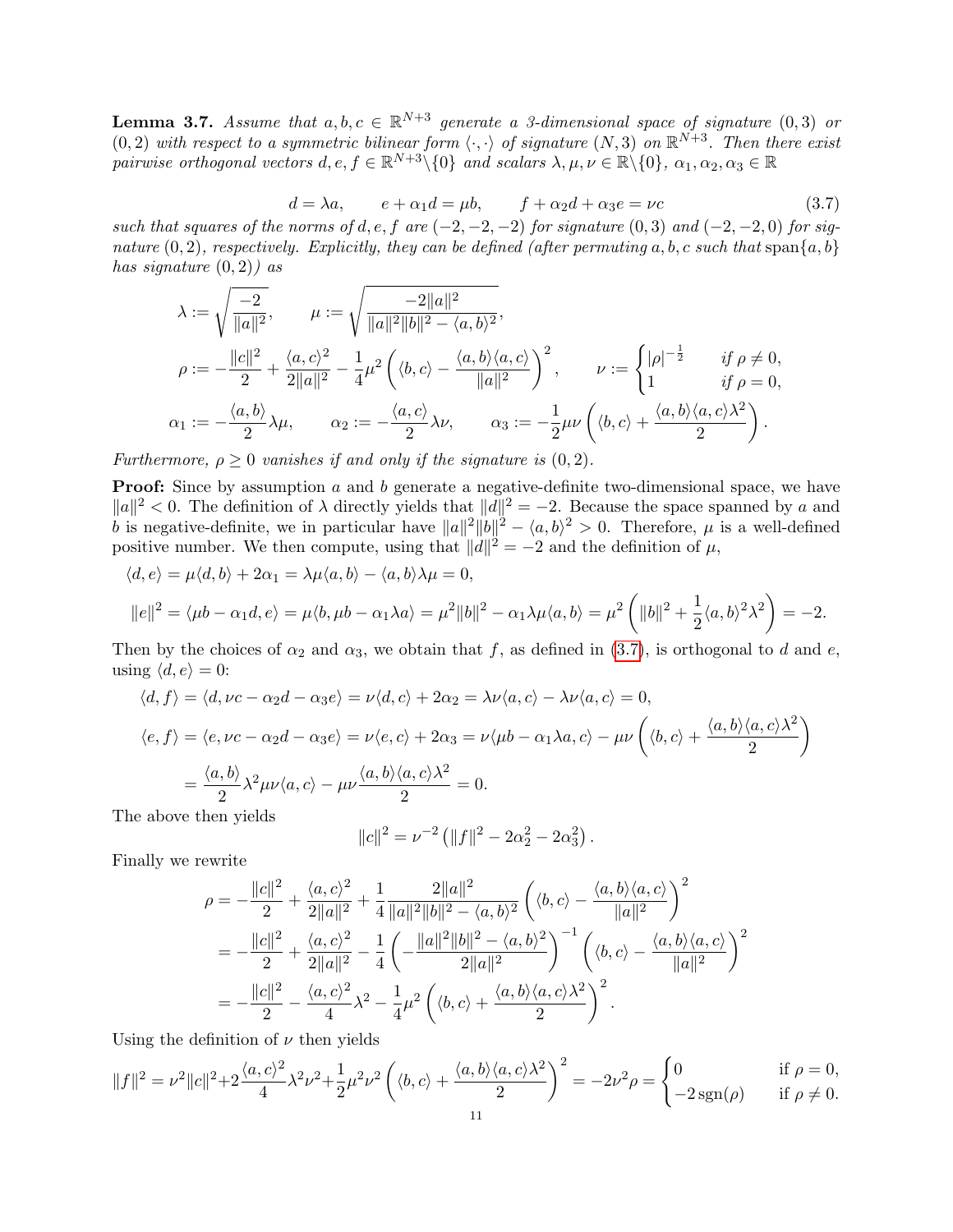**Lemma 3.7.** *Assume that $a, b, c \in \mathbb{R}^{N+3}$ generate a 3-dimensional space of signature $(0,3)$ or $(0,2)$ with respect to a symmetric bilinear form $\langle\cdot,\cdot\rangle$ of signature $(N,3)$ on $\mathbb{R}^{N+3}$. Then there exist pairwise orthogonal vectors $d, e, f \in \mathbb{R}^{N+3}\backslash\{0\}$ and scalars $\lambda, \mu, \nu \in \mathbb{R}\backslash\{0\}$, $\alpha_1, \alpha_2, \alpha_3 \in \mathbb{R}$*

$$d = \lambda a, \qquad e + \alpha_1 d = \mu b, \qquad f + \alpha_2 d + \alpha_3 e = \nu c \tag{3.7}$$

*such that squares of the norms of $d, e, f$ are $(-2,-2,-2)$ for signature $(0,3)$ and $(-2,-2,0)$ for signature $(0,2)$, respectively. Explicitly, they can be defined (after permuting $a, b, c$ such that* $\operatorname{span}\{a,b\}$ *has signature $(0,2)$) as*

$$\lambda := \sqrt{\frac{-2}{\|a\|^2}}, \qquad \mu := \sqrt{\frac{-2\|a\|^2}{\|a\|^2\|b\|^2 - \langle a,b\rangle^2}},$$

$$\rho := -\frac{\|c\|^2}{2} + \frac{\langle a,c\rangle^2}{2\|a\|^2} - \frac{1}{4}\mu^2\left(\langle b,c\rangle - \frac{\langle a,b\rangle\langle a,c\rangle}{\|a\|^2}\right)^2, \qquad \nu := \begin{cases} |\rho|^{-\frac{1}{2}} & \text{if } \rho \neq 0,\\ 1 & \text{if } \rho = 0,\end{cases}$$

$$\alpha_1 := -\frac{\langle a,b\rangle}{2}\lambda\mu, \qquad \alpha_2 := -\frac{\langle a,c\rangle}{2}\lambda\nu, \qquad \alpha_3 := -\frac{1}{2}\mu\nu\left(\langle b,c\rangle + \frac{\langle a,b\rangle\langle a,c\rangle\lambda^2}{2}\right).$$

*Furthermore, $\rho \geq 0$ vanishes if and only if the signature is $(0,2)$.*

**Proof:** Since by assumption $a$ and $b$ generate a negative-definite two-dimensional space, we have $\|a\|^2 < 0$. The definition of $\lambda$ directly yields that $\|d\|^2 = -2$. Because the space spanned by $a$ and $b$ is negative-definite, we in particular have $\|a\|^2\|b\|^2 - \langle a,b\rangle^2 > 0$. Therefore, $\mu$ is a well-defined positive number. We then compute, using that $\|d\|^2 = -2$ and the definition of $\mu$,

$$\langle d,e\rangle = \mu\langle d,b\rangle + 2\alpha_1 = \lambda\mu\langle a,b\rangle - \langle a,b\rangle\lambda\mu = 0,$$

$$\|e\|^2 = \langle \mu b - \alpha_1 d, e\rangle = \mu\langle b, \mu b - \alpha_1\lambda a\rangle = \mu^2\|b\|^2 - \alpha_1\lambda\mu\langle a,b\rangle = \mu^2\left(\|b\|^2 + \frac{1}{2}\langle a,b\rangle^2\lambda^2\right) = -2.$$

Then by the choices of $\alpha_2$ and $\alpha_3$, we obtain that $f$, as defined in (3.7), is orthogonal to $d$ and $e$, using $\langle d,e\rangle = 0$:

$$\langle d,f\rangle = \langle d, \nu c - \alpha_2 d - \alpha_3 e\rangle = \nu\langle d,c\rangle + 2\alpha_2 = \lambda\nu\langle a,c\rangle - \lambda\nu\langle a,c\rangle = 0,$$

$$\langle e,f\rangle = \langle e, \nu c - \alpha_2 d - \alpha_3 e\rangle = \nu\langle e,c\rangle + 2\alpha_3 = \nu\langle \mu b - \alpha_1\lambda a, c\rangle - \mu\nu\left(\langle b,c\rangle + \frac{\langle a,b\rangle\langle a,c\rangle\lambda^2}{2}\right)$$

$$= \frac{\langle a,b\rangle}{2}\lambda^2\mu\nu\langle a,c\rangle - \mu\nu\frac{\langle a,b\rangle\langle a,c\rangle\lambda^2}{2} = 0.$$

The above then yields

$$\|c\|^2 = \nu^{-2}\left(\|f\|^2 - 2\alpha_2^2 - 2\alpha_3^2\right).$$

Finally we rewrite

$$\begin{aligned}
\rho &= -\frac{\|c\|^2}{2} + \frac{\langle a,c\rangle^2}{2\|a\|^2} + \frac{1}{4}\frac{2\|a\|^2}{\|a\|^2\|b\|^2 - \langle a,b\rangle^2}\left(\langle b,c\rangle - \frac{\langle a,b\rangle\langle a,c\rangle}{\|a\|^2}\right)^2\\
&= -\frac{\|c\|^2}{2} + \frac{\langle a,c\rangle^2}{2\|a\|^2} - \frac{1}{4}\left(-\frac{\|a\|^2\|b\|^2 - \langle a,b\rangle^2}{2\|a\|^2}\right)^{-1}\left(\langle b,c\rangle - \frac{\langle a,b\rangle\langle a,c\rangle}{\|a\|^2}\right)^2\\
&= -\frac{\|c\|^2}{2} - \frac{\langle a,c\rangle^2}{4}\lambda^2 - \frac{1}{4}\mu^2\left(\langle b,c\rangle + \frac{\langle a,b\rangle\langle a,c\rangle\lambda^2}{2}\right)^2.
\end{aligned}$$

Using the definition of $\nu$ then yields

$$\|f\|^2 = \nu^2\|c\|^2 + 2\frac{\langle a,c\rangle^2}{4}\lambda^2\nu^2 + \frac{1}{2}\mu^2\nu^2\left(\langle b,c\rangle + \frac{\langle a,b\rangle\langle a,c\rangle\lambda^2}{2}\right)^2 = -2\nu^2\rho = \begin{cases} 0 & \text{if } \rho = 0,\\ -2\operatorname{sgn}(\rho) & \text{if } \rho \neq 0.\end{cases}$$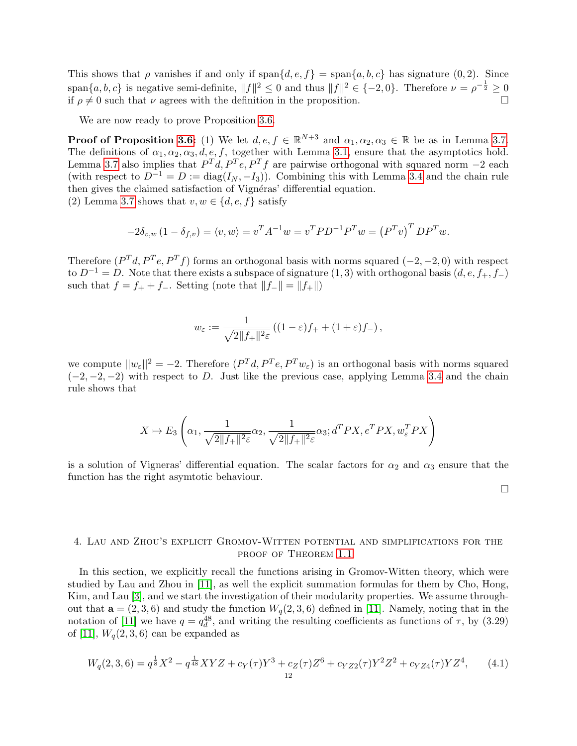This shows that $\rho$ vanishes if and only if $\mathrm{span}\{d,e,f\} = \mathrm{span}\{a,b,c\}$ has signature $(0,2)$. Since $\mathrm{span}\{a,b,c\}$ is negative semi-definite, $\|f\|^2 \leq 0$ and thus $\|f\|^2 \in \{-2, 0\}$. Therefore $\nu = \rho^{-\frac{1}{2}} \geq 0$ if $\rho \neq 0$ such that $\nu$ agrees with the definition in the proposition. □

We are now ready to prove Proposition 3.6.

**Proof of Proposition 3.6:** (1) We let $d, e, f \in \mathbb{R}^{N+3}$ and $\alpha_1, \alpha_2, \alpha_3 \in \mathbb{R}$ be as in Lemma 3.7. The definitions of $\alpha_1, \alpha_2, \alpha_3, d, e, f$, together with Lemma 3.1, ensure that the asymptotics hold. Lemma 3.7 also implies that $P^T d, P^T e, P^T f$ are pairwise orthogonal with squared norm $-2$ each (with respect to $D^{-1} = D := \mathrm{diag}(I_N, -I_3)$). Combining this with Lemma 3.4 and the chain rule then gives the claimed satisfaction of Vignéras' differential equation.
(2) Lemma 3.7 shows that $v, w \in \{d, e, f\}$ satisfy

$$-2\delta_{v,w}\left(1 - \delta_{f,v}\right) = \langle v, w\rangle = v^T A^{-1} w = v^T P D^{-1} P^T w = \left(P^T v\right)^T D P^T w.$$

Therefore $(P^T d, P^T e, P^T f)$ forms an orthogonal basis with norms squared $(-2, -2, 0)$ with respect to $D^{-1} = D$. Note that there exists a subspace of signature $(1,3)$ with orthogonal basis $(d, e, f_+, f_-)$ such that $f = f_+ + f_-$. Setting (note that $\|f_-\| = \|f_+\|$)

$$w_\varepsilon := \frac{1}{\sqrt{2\|f_+\|^2 \varepsilon}}\left((1-\varepsilon) f_+ + (1+\varepsilon) f_-\right),$$

we compute $||w_\varepsilon||^2 = -2$. Therefore $(P^T d, P^T e, P^T w_\varepsilon)$ is an orthogonal basis with norms squared $(-2, -2, -2)$ with respect to $D$. Just like the previous case, applying Lemma 3.4 and the chain rule shows that

$$X \mapsto E_3\left(\alpha_1, \frac{1}{\sqrt{2\|f_+\|^2\varepsilon}}\alpha_2, \frac{1}{\sqrt{2\|f_+\|^2\varepsilon}}\alpha_3; d^T P X, e^T P X, w_\varepsilon^T P X\right)$$

is a solution of Vigneras' differential equation. The scalar factors for $\alpha_2$ and $\alpha_3$ ensure that the function has the right asymtotic behaviour.

□

## 4. Lau and Zhou's explicit Gromov-Witten potential and simplifications for the proof of Theorem 1.1

In this section, we explicitly recall the functions arising in Gromov-Witten theory, which were studied by Lau and Zhou in [11], as well the explicit summation formulas for them by Cho, Hong, Kim, and Lau [3], and we start the investigation of their modularity properties. We assume throughout that $\mathbf{a} = (2,3,6)$ and study the function $W_q(2,3,6)$ defined in [11]. Namely, noting that in the notation of [11] we have $q = q_d^{48}$, and writing the resulting coefficients as functions of $\tau$, by (3.29) of [11], $W_q(2,3,6)$ can be expanded as

$$W_q(2,3,6) = q^{\frac{1}{8}} X^2 - q^{\frac{1}{48}} XYZ + c_Y(\tau) Y^3 + c_Z(\tau) Z^6 + c_{YZ2}(\tau) Y^2 Z^2 + c_{YZ4}(\tau) Y Z^4, \tag{4.1}$$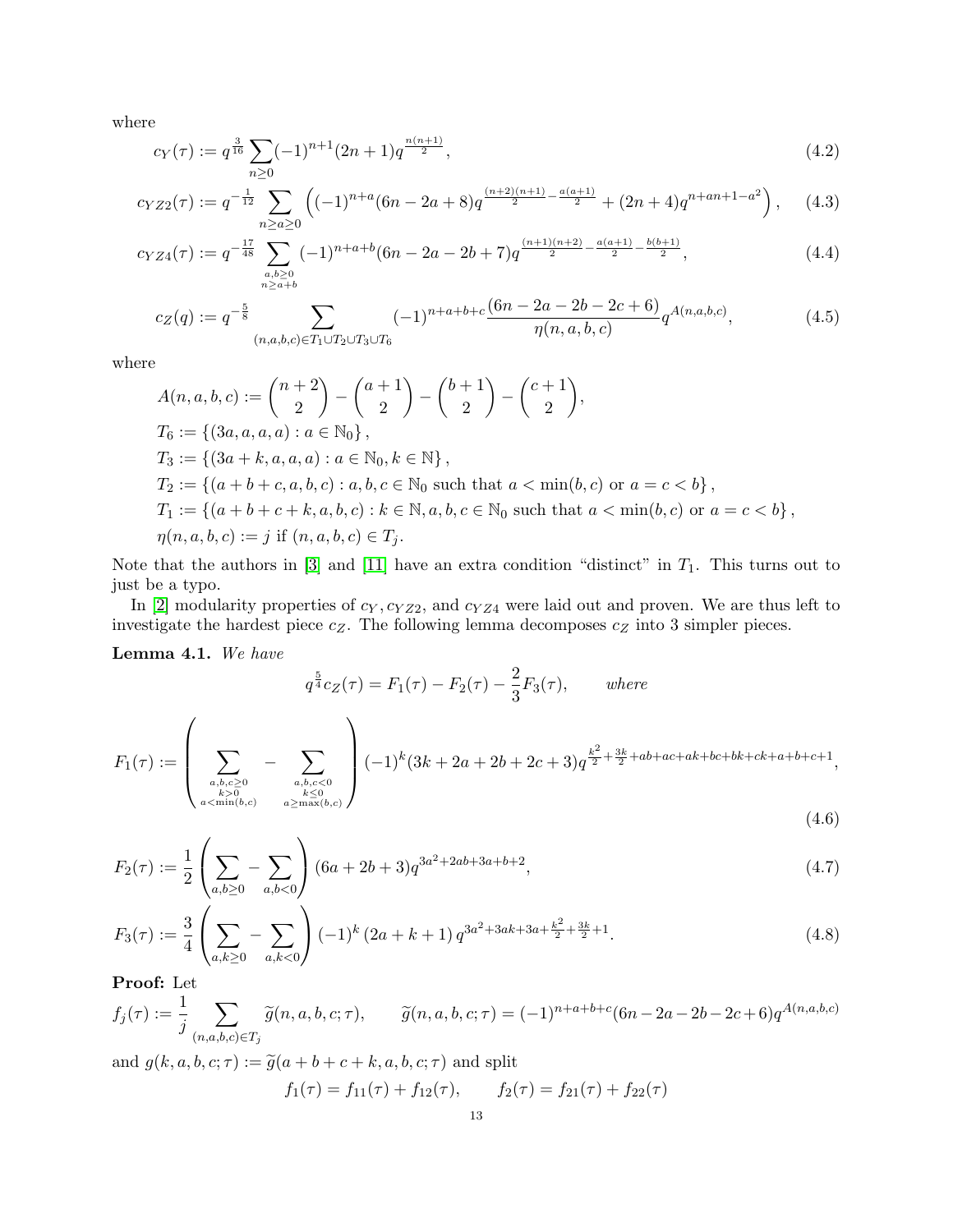where

$$c_Y(\tau) := q^{\frac{3}{16}} \sum_{n\geq 0} (-1)^{n+1}(2n+1)q^{\frac{n(n+1)}{2}}, \tag{4.2}$$

$$c_{YZ2}(\tau) := q^{-\frac{1}{12}} \sum_{n\geq a\geq 0} \left( (-1)^{n+a}(6n-2a+8)q^{\frac{(n+2)(n+1)}{2}-\frac{a(a+1)}{2}} + (2n+4)q^{n+an+1-a^2} \right), \tag{4.3}$$

$$c_{YZ4}(\tau) := q^{-\frac{17}{48}} \sum_{\substack{a,b\geq 0\\ n\geq a+b}} (-1)^{n+a+b}(6n-2a-2b+7)q^{\frac{(n+1)(n+2)}{2}-\frac{a(a+1)}{2}-\frac{b(b+1)}{2}}, \tag{4.4}$$

$$c_Z(q) := q^{-\frac{5}{8}} \sum_{(n,a,b,c)\in T_1\cup T_2\cup T_3\cup T_6} (-1)^{n+a+b+c} \frac{(6n-2a-2b-2c+6)}{\eta(n,a,b,c)} q^{A(n,a,b,c)}, \tag{4.5}$$

where

$$A(n,a,b,c) := \binom{n+2}{2} - \binom{a+1}{2} - \binom{b+1}{2} - \binom{c+1}{2},$$

$$T_6 := \{(3a,a,a,a) : a \in \mathbb{N}_0\},$$

$$T_3 := \{(3a+k,a,a,a) : a \in \mathbb{N}_0, k \in \mathbb{N}\},$$

$$T_2 := \{(a+b+c,a,b,c) : a,b,c \in \mathbb{N}_0 \text{ such that } a < \min(b,c) \text{ or } a = c < b\},$$

$$T_1 := \{(a+b+c+k,a,b,c) : k \in \mathbb{N}, a,b,c \in \mathbb{N}_0 \text{ such that } a < \min(b,c) \text{ or } a = c < b\},$$

$$\eta(n,a,b,c) := j \text{ if } (n,a,b,c) \in T_j.$$

Note that the authors in [3] and [11] have an extra condition "distinct" in $T_1$. This turns out to just be a typo.

In [2] modularity properties of $c_Y, c_{YZ2}$, and $c_{YZ4}$ were laid out and proven. We are thus left to investigate the hardest piece $c_Z$. The following lemma decomposes $c_Z$ into 3 simpler pieces.

**Lemma 4.1.** *We have*

$$q^{\frac{5}{4}} c_Z(\tau) = F_1(\tau) - F_2(\tau) - \frac{2}{3}F_3(\tau), \qquad \textit{where}$$

$$F_1(\tau) := \left( \sum_{\substack{a,b,c\geq 0\\ k>0\\ a<\min(b,c)}} - \sum_{\substack{a,b,c<0\\ k\leq 0\\ a\geq \max(b,c)}} \right) (-1)^k (3k+2a+2b+2c+3) q^{\frac{k^2}{2}+\frac{3k}{2}+ab+ac+ak+bc+bk+ck+a+b+c+1}, \tag{4.6}$$

$$F_2(\tau) := \frac{1}{2} \left( \sum_{a,b\geq 0} - \sum_{a,b<0} \right) (6a+2b+3) q^{3a^2+2ab+3a+b+2}, \tag{4.7}$$

$$F_3(\tau) := \frac{3}{4} \left( \sum_{a,k\geq 0} - \sum_{a,k<0} \right) (-1)^k (2a+k+1) q^{3a^2+3ak+3a+\frac{k^2}{2}+\frac{3k}{2}+1}. \tag{4.8}$$

**Proof:** Let

$$f_j(\tau) := \frac{1}{j} \sum_{(n,a,b,c)\in T_j} \widetilde{g}(n,a,b,c;\tau), \qquad \widetilde{g}(n,a,b,c;\tau) = (-1)^{n+a+b+c}(6n-2a-2b-2c+6)q^{A(n,a,b,c)}$$

and $g(k,a,b,c;\tau) := \widetilde{g}(a+b+c+k,a,b,c;\tau)$ and split

$$f_1(\tau) = f_{11}(\tau) + f_{12}(\tau), \qquad f_2(\tau) = f_{21}(\tau) + f_{22}(\tau)$$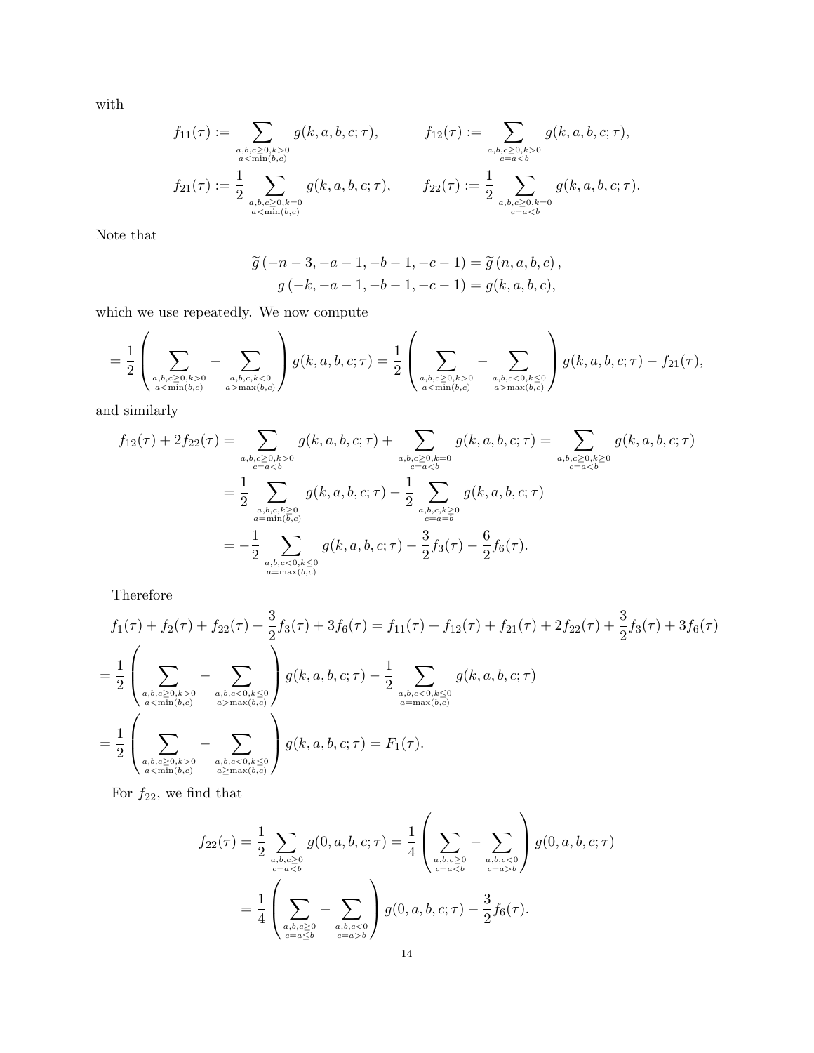with

$$f_{11}(\tau) := \sum_{\substack{a,b,c\geq 0, k>0\\ a<\min(b,c)}} g(k,a,b,c;\tau), \qquad f_{12}(\tau) := \sum_{\substack{a,b,c\geq 0, k>0\\ c=a<b}} g(k,a,b,c;\tau),$$

$$f_{21}(\tau) := \frac{1}{2}\sum_{\substack{a,b,c\geq 0, k=0\\ a<\min(b,c)}} g(k,a,b,c;\tau), \qquad f_{22}(\tau) := \frac{1}{2}\sum_{\substack{a,b,c\geq 0, k=0\\ c=a<b}} g(k,a,b,c;\tau).$$

Note that

$$\widetilde{g}\left(-n-3,-a-1,-b-1,-c-1\right) = \widetilde{g}\left(n,a,b,c\right),$$
$$g\left(-k,-a-1,-b-1,-c-1\right) = g(k,a,b,c),$$

which we use repeatedly. We now compute

$$= \frac{1}{2}\left(\sum_{\substack{a,b,c\geq 0, k>0\\ a<\min(b,c)}} - \sum_{\substack{a,b,c,k<0\\ a>\max(b,c)}}\right) g(k,a,b,c;\tau) = \frac{1}{2}\left(\sum_{\substack{a,b,c\geq 0, k>0\\ a<\min(b,c)}} - \sum_{\substack{a,b,c<0, k\leq 0\\ a>\max(b,c)}}\right) g(k,a,b,c;\tau) - f_{21}(\tau),$$

and similarly

$$\begin{aligned}
f_{12}(\tau) + 2f_{22}(\tau) &= \sum_{\substack{a,b,c\geq 0, k>0\\ c=a<b}} g(k,a,b,c;\tau) + \sum_{\substack{a,b,c\geq 0, k=0\\ c=a<b}} g(k,a,b,c;\tau) = \sum_{\substack{a,b,c\geq 0, k\geq 0\\ c=a<b}} g(k,a,b,c;\tau)\\
&= \frac{1}{2}\sum_{\substack{a,b,c,k\geq 0\\ a=\min(b,c)}} g(k,a,b,c;\tau) - \frac{1}{2}\sum_{\substack{a,b,c,k\geq 0\\ c=a=b}} g(k,a,b,c;\tau)\\
&= -\frac{1}{2}\sum_{\substack{a,b,c<0, k\leq 0\\ a=\max(b,c)}} g(k,a,b,c;\tau) - \frac{3}{2}f_3(\tau) - \frac{6}{2}f_6(\tau).
\end{aligned}$$

Therefore

$$\begin{aligned}
&f_1(\tau) + f_2(\tau) + f_{22}(\tau) + \frac{3}{2}f_3(\tau) + 3f_6(\tau) = f_{11}(\tau) + f_{12}(\tau) + f_{21}(\tau) + 2f_{22}(\tau) + \frac{3}{2}f_3(\tau) + 3f_6(\tau)\\
&= \frac{1}{2}\left(\sum_{\substack{a,b,c\geq 0, k>0\\ a<\min(b,c)}} - \sum_{\substack{a,b,c<0, k\leq 0\\ a>\max(b,c)}}\right) g(k,a,b,c;\tau) - \frac{1}{2}\sum_{\substack{a,b,c<0, k\leq 0\\ a=\max(b,c)}} g(k,a,b,c;\tau)\\
&= \frac{1}{2}\left(\sum_{\substack{a,b,c\geq 0, k>0\\ a<\min(b,c)}} - \sum_{\substack{a,b,c<0, k\leq 0\\ a\geq\max(b,c)}}\right) g(k,a,b,c;\tau) = F_1(\tau).
\end{aligned}$$

For $f_{22}$, we find that

$$\begin{aligned}
f_{22}(\tau) &= \frac{1}{2}\sum_{\substack{a,b,c\geq 0\\ c=a<b}} g(0,a,b,c;\tau) = \frac{1}{4}\left(\sum_{\substack{a,b,c\geq 0\\ c=a<b}} - \sum_{\substack{a,b,c<0\\ c=a>b}}\right) g(0,a,b,c;\tau)\\
&= \frac{1}{4}\left(\sum_{\substack{a,b,c\geq 0\\ c=a\leq b}} - \sum_{\substack{a,b,c<0\\ c=a>b}}\right) g(0,a,b,c;\tau) - \frac{3}{2}f_6(\tau).
\end{aligned}$$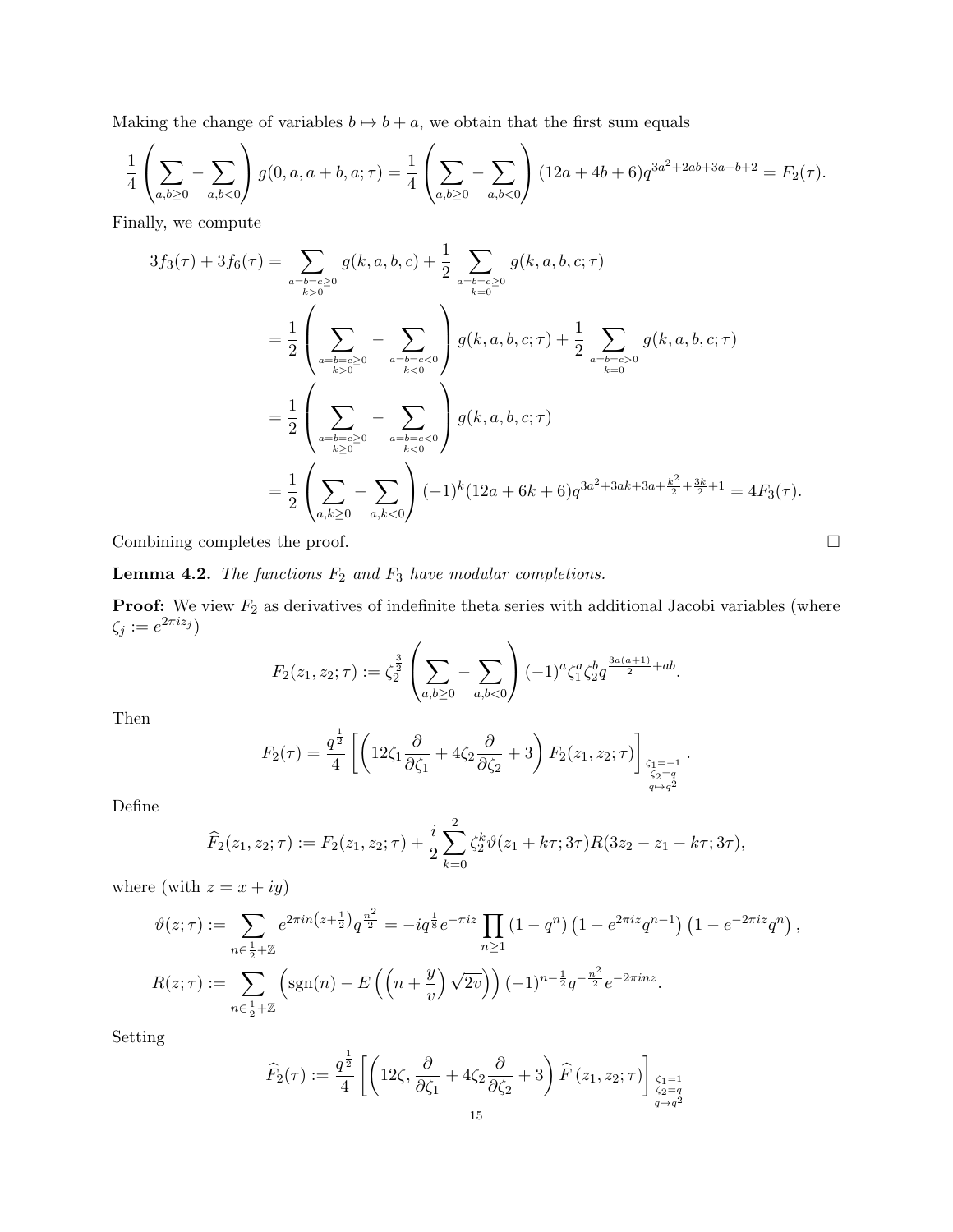Making the change of variables $b \mapsto b + a$, we obtain that the first sum equals

$$\frac{1}{4}\left(\sum_{a,b\geq 0} - \sum_{a,b<0}\right) g(0,a,a+b,a;\tau) = \frac{1}{4}\left(\sum_{a,b\geq 0} - \sum_{a,b<0}\right)(12a+4b+6)q^{3a^2+2ab+3a+b+2} = F_2(\tau).$$

Finally, we compute

$$\begin{aligned}
3f_3(\tau) + 3f_6(\tau) &= \sum_{\substack{a=b=c\geq 0\\ k>0}} g(k,a,b,c) + \frac{1}{2}\sum_{\substack{a=b=c\geq 0\\ k=0}} g(k,a,b,c;\tau)\\
&= \frac{1}{2}\left(\sum_{\substack{a=b=c\geq 0\\ k>0}} - \sum_{\substack{a=b=c<0\\ k<0}}\right) g(k,a,b,c;\tau) + \frac{1}{2}\sum_{\substack{a=b=c>0\\ k=0}} g(k,a,b,c;\tau)\\
&= \frac{1}{2}\left(\sum_{\substack{a=b=c\geq 0\\ k\geq 0}} - \sum_{\substack{a=b=c<0\\ k<0}}\right) g(k,a,b,c;\tau)\\
&= \frac{1}{2}\left(\sum_{a,k\geq 0} - \sum_{a,k<0}\right)(-1)^k(12a+6k+6)q^{3a^2+3ak+3a+\frac{k^2}{2}+\frac{3k}{2}+1} = 4F_3(\tau).
\end{aligned}$$

Combining completes the proof. $\square$

**Lemma 4.2.** *The functions $F_2$ and $F_3$ have modular completions.*

**Proof:** We view $F_2$ as derivatives of indefinite theta series with additional Jacobi variables (where $\zeta_j := e^{2\pi i z_j}$)

$$F_2(z_1,z_2;\tau) := \zeta_2^{\frac{3}{2}}\left(\sum_{a,b\geq 0} - \sum_{a,b<0}\right)(-1)^a \zeta_1^a \zeta_2^b q^{\frac{3a(a+1)}{2}+ab}.$$

Then

$$F_2(\tau) = \frac{q^{\frac{1}{2}}}{4}\left[\left(12\zeta_1\frac{\partial}{\partial\zeta_1} + 4\zeta_2\frac{\partial}{\partial\zeta_2} + 3\right)F_2(z_1,z_2;\tau)\right]_{\substack{\zeta_1=-1\\ \zeta_2=q\\ q\mapsto q^2}}.$$

Define

$$\widehat{F}_2(z_1,z_2;\tau) := F_2(z_1,z_2;\tau) + \frac{i}{2}\sum_{k=0}^{2}\zeta_2^k \vartheta(z_1+k\tau;3\tau)R(3z_2-z_1-k\tau;3\tau),$$

where (with $z = x+iy$)

$$\begin{aligned}
\vartheta(z;\tau) &:= \sum_{n\in\frac{1}{2}+\mathbb{Z}} e^{2\pi i n\left(z+\frac{1}{2}\right)} q^{\frac{n^2}{2}} = -iq^{\frac{1}{8}}e^{-\pi i z}\prod_{n\geq 1}\left(1-q^n\right)\left(1-e^{2\pi i z}q^{n-1}\right)\left(1-e^{-2\pi i z}q^n\right),\\
R(z;\tau) &:= \sum_{n\in\frac{1}{2}+\mathbb{Z}}\left(\operatorname{sgn}(n) - E\left(\left(n+\frac{y}{v}\right)\sqrt{2v}\right)\right)(-1)^{n-\frac{1}{2}}q^{-\frac{n^2}{2}}e^{-2\pi i n z}.
\end{aligned}$$

Setting

$$\widehat{F}_2(\tau) := \frac{q^{\frac{1}{2}}}{4}\left[\left(12\zeta,\frac{\partial}{\partial\zeta_1} + 4\zeta_2\frac{\partial}{\partial\zeta_2} + 3\right)\widehat{F}\left(z_1,z_2;\tau\right)\right]_{\substack{\zeta_1=1\\ \zeta_2=q\\ q\mapsto q^2}}$$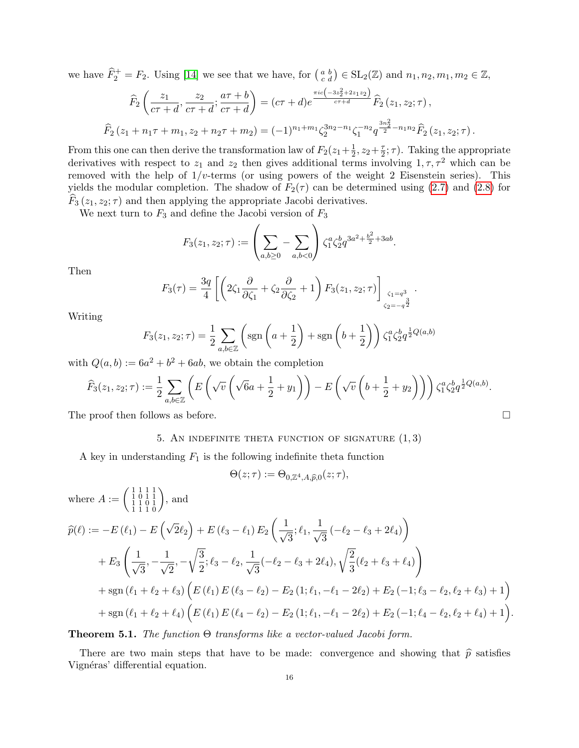we have $\widehat{F}_2^+ = F_2$. Using [14] we see that we have, for $\left(\begin{smallmatrix} a & b \\ c & d \end{smallmatrix}\right) \in \mathrm{SL}_2(\mathbb{Z})$ and $n_1, n_2, m_1, m_2 \in \mathbb{Z}$,

$$\widehat{F}_2\left(\frac{z_1}{c\tau+d}, \frac{z_2}{c\tau+d}; \frac{a\tau+b}{c\tau+d}\right) = (c\tau+d)e^{\frac{\pi i c\left(-3z_2^2+2z_1z_2\right)}{c\tau+d}} \widehat{F}_2\left(z_1, z_2; \tau\right),$$

$$\widehat{F}_2\left(z_1+n_1\tau+m_1, z_2+n_2\tau+m_2\right) = (-1)^{n_1+m_1}\zeta_2^{3n_2-n_1}\zeta_1^{-n_2}q^{\frac{3n_2^2}{2}-n_1n_2}\widehat{F}_2\left(z_1, z_2; \tau\right).$$

From this one can then derive the transformation law of $F_2(z_1+\frac{1}{2}, z_2+\frac{\tau}{2}; \tau)$. Taking the appropriate derivatives with respect to $z_1$ and $z_2$ then gives additional terms involving $1, \tau, \tau^2$ which can be removed with the help of $1/v$-terms (or using powers of the weight 2 Eisenstein series). This yields the modular completion. The shadow of $F_2(\tau)$ can be determined using (2.7) and (2.8) for $\widehat{F}_3\left(z_1, z_2; \tau\right)$ and then applying the appropriate Jacobi derivatives.

We next turn to $F_3$ and define the Jacobi version of $F_3$

$$F_3(z_1, z_2; \tau) := \left(\sum_{a,b\geq 0} - \sum_{a,b<0}\right)\zeta_1^a\zeta_2^b q^{3a^2+\frac{b^2}{2}+3ab}.$$

Then

$$F_3(\tau) = \frac{3q}{4}\left[\left(2\zeta_1\frac{\partial}{\partial\zeta_1} + \zeta_2\frac{\partial}{\partial\zeta_2} + 1\right)F_3(z_1, z_2; \tau)\right]_{\substack{\zeta_1=q^3 \\ \zeta_2=-q^{\frac{3}{2}}}}.$$

Writing

$$F_3(z_1, z_2; \tau) = \frac{1}{2}\sum_{a,b\in\mathbb{Z}}\left(\operatorname{sgn}\left(a+\frac{1}{2}\right) + \operatorname{sgn}\left(b+\frac{1}{2}\right)\right)\zeta_1^a\zeta_2^b q^{\frac{1}{2}Q(a,b)}$$

with $Q(a,b) := 6a^2+b^2+6ab$, we obtain the completion

$$\widehat{F}_3(z_1, z_2; \tau) := \frac{1}{2}\sum_{a,b\in\mathbb{Z}}\left(E\left(\sqrt{v}\left(\sqrt{6}a+\frac{1}{2}+y_1\right)\right) - E\left(\sqrt{v}\left(b+\frac{1}{2}+y_2\right)\right)\right)\zeta_1^a\zeta_2^b q^{\frac{1}{2}Q(a,b)}.$$

The proof then follows as before. $\square$

## 5. An indefinite theta function of signature (1, 3)

A key in understanding $F_1$ is the following indefinite theta function

$$\Theta(z;\tau) := \Theta_{0,\mathbb{Z}^4,A,\widehat{p},0}(z;\tau),$$

where $A := \left(\begin{smallmatrix} 1 & 1 & 1 & 1 \\ 1 & 0 & 1 & 1 \\ 1 & 1 & 0 & 1 \\ 1 & 1 & 1 & 0 \end{smallmatrix}\right)$, and

$$\begin{aligned}
\widehat{p}(\ell) := & -E\left(\ell_1\right) - E\left(\sqrt{2}\ell_2\right) + E\left(\ell_3-\ell_1\right)E_2\left(\frac{1}{\sqrt{3}}; \ell_1, \frac{1}{\sqrt{3}}\left(-\ell_2-\ell_3+2\ell_4\right)\right) \\
& + E_3\left(\frac{1}{\sqrt{3}}, -\frac{1}{\sqrt{2}}, -\sqrt{\frac{3}{2}}; \ell_3-\ell_2, \frac{1}{\sqrt{3}}(-\ell_2-\ell_3+2\ell_4), \sqrt{\frac{2}{3}}(\ell_2+\ell_3+\ell_4)\right) \\
& + \operatorname{sgn}\left(\ell_1+\ell_2+\ell_3\right)\Big(E\left(\ell_1\right)E\left(\ell_3-\ell_2\right) - E_2\left(1; \ell_1, -\ell_1-2\ell_2\right) + E_2\left(-1; \ell_3-\ell_2, \ell_2+\ell_3\right) + 1\Big) \\
& + \operatorname{sgn}\left(\ell_1+\ell_2+\ell_4\right)\Big(E\left(\ell_1\right)E\left(\ell_4-\ell_2\right) - E_2\left(1; \ell_1, -\ell_1-2\ell_2\right) + E_2\left(-1; \ell_4-\ell_2, \ell_2+\ell_4\right) + 1\Big).
\end{aligned}$$

**Theorem 5.1.** *The function $\Theta$ transforms like a vector-valued Jacobi form.*

There are two main steps that have to be made: convergence and showing that $\widehat{p}$ satisfies Vignéras' differential equation.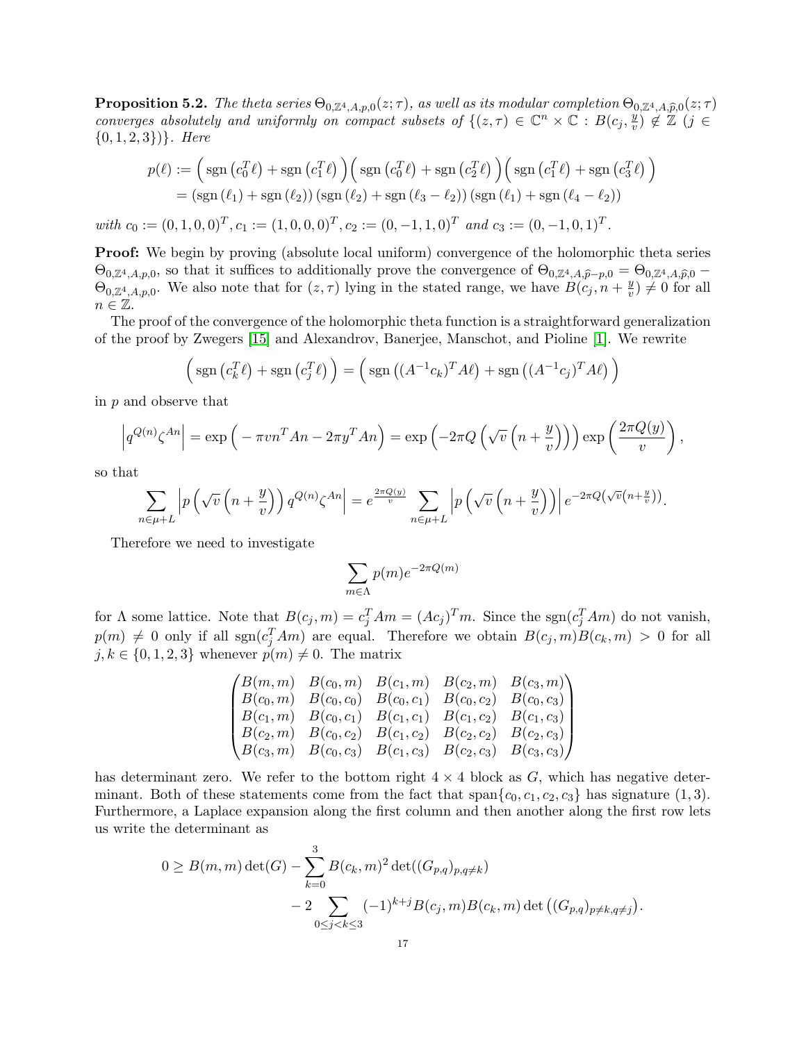**Proposition 5.2.** *The theta series $\Theta_{0,\mathbb{Z}^4,A,p,0}(z;\tau)$, as well as its modular completion $\Theta_{0,\mathbb{Z}^4,A,\widehat{p},0}(z;\tau)$ converges absolutely and uniformly on compact subsets of $\{(z,\tau)\in\mathbb{C}^n\times\mathbb{C} : B(c_j,\frac{y}{v})\notin\mathbb{Z}\ (j\in\{0,1,2,3\})\}$. Here*

$$
\begin{aligned}
p(\ell) &:= \Big(\operatorname{sgn}\left(c_0^T\ell\right)+\operatorname{sgn}\left(c_1^T\ell\right)\Big)\Big(\operatorname{sgn}\left(c_0^T\ell\right)+\operatorname{sgn}\left(c_2^T\ell\right)\Big)\Big(\operatorname{sgn}\left(c_1^T\ell\right)+\operatorname{sgn}\left(c_3^T\ell\right)\Big)\\
&= \left(\operatorname{sgn}\left(\ell_1\right)+\operatorname{sgn}\left(\ell_2\right)\right)\left(\operatorname{sgn}\left(\ell_2\right)+\operatorname{sgn}\left(\ell_3-\ell_2\right)\right)\left(\operatorname{sgn}\left(\ell_1\right)+\operatorname{sgn}\left(\ell_4-\ell_2\right)\right)
\end{aligned}
$$

*with $c_0:=(0,1,0,0)^T, c_1:=(1,0,0,0)^T, c_2:=(0,-1,1,0)^T$ and $c_3:=(0,-1,0,1)^T$.*

**Proof:** We begin by proving (absolute local uniform) convergence of the holomorphic theta series $\Theta_{0,\mathbb{Z}^4,A,p,0}$, so that it suffices to additionally prove the convergence of $\Theta_{0,\mathbb{Z}^4,A,\widehat{p}-p,0}=\Theta_{0,\mathbb{Z}^4,A,\widehat{p},0}-\Theta_{0,\mathbb{Z}^4,A,p,0}$. We also note that for $(z,\tau)$ lying in the stated range, we have $B(c_j,n+\frac{y}{v})\neq 0$ for all $n\in\mathbb{Z}$.

The proof of the convergence of the holomorphic theta function is a straightforward generalization of the proof by Zwegers [15] and Alexandrov, Banerjee, Manschot, and Pioline [1]. We rewrite

$$
\Big(\operatorname{sgn}\left(c_k^T\ell\right)+\operatorname{sgn}\left(c_j^T\ell\right)\Big)=\Big(\operatorname{sgn}\left((A^{-1}c_k)^TA\ell\right)+\operatorname{sgn}\left((A^{-1}c_j)^TA\ell\right)\Big)
$$

in $p$ and observe that

$$
\left|q^{Q(n)}\zeta^{An}\right|=\exp\Big(-\pi vn^TAn-2\pi y^TAn\Big)=\exp\left(-2\pi Q\left(\sqrt{v}\left(n+\frac{y}{v}\right)\right)\right)\exp\left(\frac{2\pi Q(y)}{v}\right),
$$

so that

$$
\sum_{n\in\mu+L}\left|p\left(\sqrt{v}\left(n+\frac{y}{v}\right)\right)q^{Q(n)}\zeta^{An}\right|=e^{\frac{2\pi Q(y)}{v}}\sum_{n\in\mu+L}\left|p\left(\sqrt{v}\left(n+\frac{y}{v}\right)\right)\right|e^{-2\pi Q\left(\sqrt{v}\left(n+\frac{y}{v}\right)\right)}.
$$

Therefore we need to investigate

$$
\sum_{m\in\Lambda}p(m)e^{-2\pi Q(m)}
$$

for $\Lambda$ some lattice. Note that $B(c_j,m)=c_j^TAm=(Ac_j)^Tm$. Since the $\operatorname{sgn}(c_j^TAm)$ do not vanish, $p(m)\neq 0$ only if all $\operatorname{sgn}(c_j^TAm)$ are equal. Therefore we obtain $B(c_j,m)B(c_k,m)>0$ for all $j,k\in\{0,1,2,3\}$ whenever $p(m)\neq 0$. The matrix

$$
\begin{pmatrix}
B(m,m) & B(c_0,m) & B(c_1,m) & B(c_2,m) & B(c_3,m)\\
B(c_0,m) & B(c_0,c_0) & B(c_0,c_1) & B(c_0,c_2) & B(c_0,c_3)\\
B(c_1,m) & B(c_0,c_1) & B(c_1,c_1) & B(c_1,c_2) & B(c_1,c_3)\\
B(c_2,m) & B(c_0,c_2) & B(c_1,c_2) & B(c_2,c_2) & B(c_2,c_3)\\
B(c_3,m) & B(c_0,c_3) & B(c_1,c_3) & B(c_2,c_3) & B(c_3,c_3)
\end{pmatrix}
$$

has determinant zero. We refer to the bottom right $4\times 4$ block as $G$, which has negative determinant. Both of these statements come from the fact that $\operatorname{span}\{c_0,c_1,c_2,c_3\}$ has signature $(1,3)$. Furthermore, a Laplace expansion along the first column and then another along the first row lets us write the determinant as

$$
\begin{aligned}
0\geq B(m,m)\det(G)&-\sum_{k=0}^{3}B(c_k,m)^2\det((G_{p,q})_{p,q\neq k})\\
&-2\sum_{0\leq j<k\leq 3}(-1)^{k+j}B(c_j,m)B(c_k,m)\det\left((G_{p,q})_{p\neq k,q\neq j}\right).
\end{aligned}
$$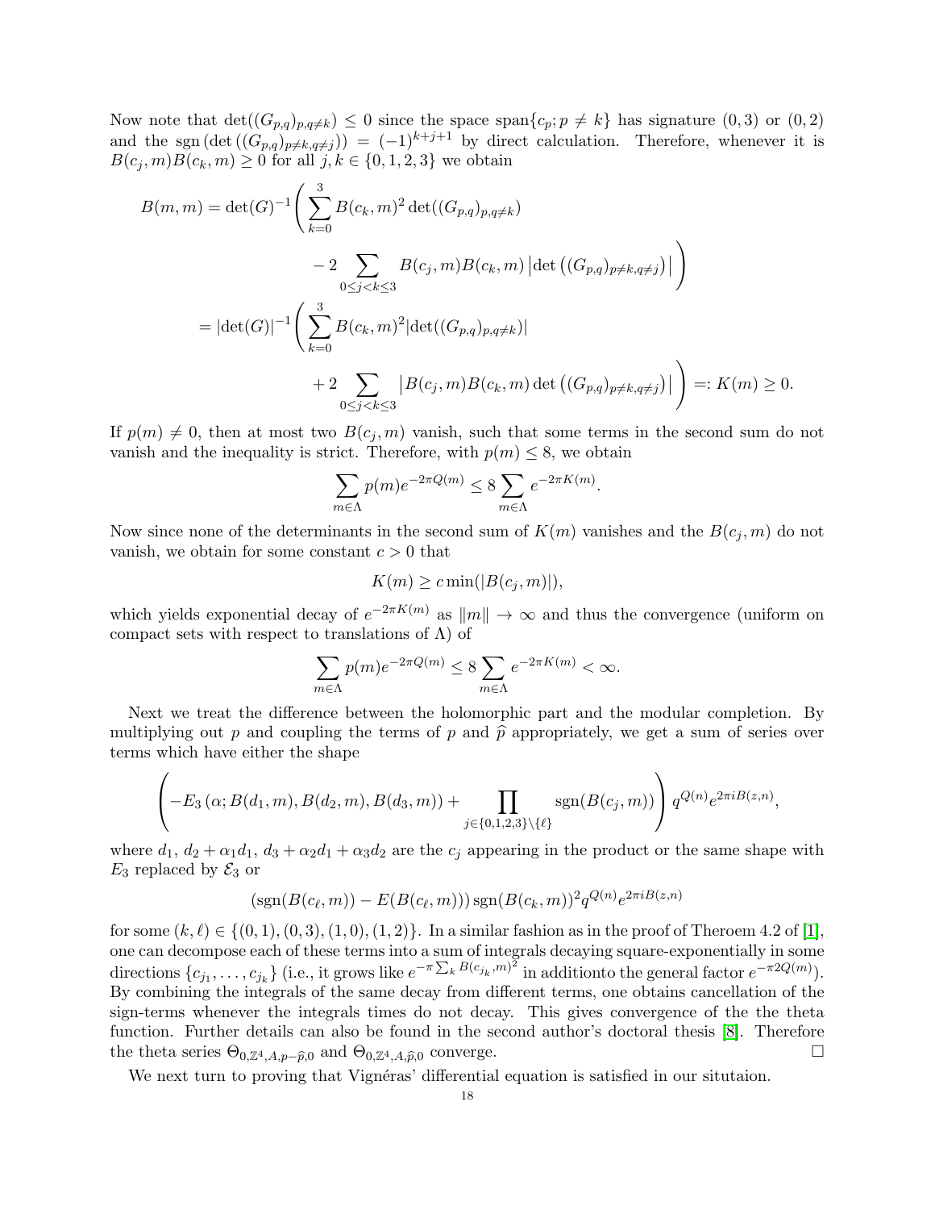Now note that $\det((G_{p,q})_{p,q\neq k}) \leq 0$ since the space $\operatorname{span}\{c_p; p \neq k\}$ has signature $(0,3)$ or $(0,2)$ and the $\operatorname{sgn}(\det((G_{p,q})_{p\neq k, q\neq j})) = (-1)^{k+j+1}$ by direct calculation. Therefore, whenever it is $B(c_j, m)B(c_k, m) \geq 0$ for all $j, k \in \{0, 1, 2, 3\}$ we obtain

$$
\begin{aligned}
B(m,m) &= \det(G)^{-1}\Bigg(\sum_{k=0}^{3} B(c_k,m)^2 \det((G_{p,q})_{p,q\neq k}) \\
&\qquad\qquad - 2\sum_{0\leq j<k\leq 3} B(c_j,m)B(c_k,m)\left|\det\left((G_{p,q})_{p\neq k, q\neq j}\right)\right|\Bigg) \\
&= |\det(G)|^{-1}\Bigg(\sum_{k=0}^{3} B(c_k,m)^2 |\det((G_{p,q})_{p,q\neq k})| \\
&\qquad\qquad + 2\sum_{0\leq j<k\leq 3} \left|B(c_j,m)B(c_k,m)\det\left((G_{p,q})_{p\neq k, q\neq j}\right)\right|\Bigg) =: K(m) \geq 0.
\end{aligned}
$$

If $p(m) \neq 0$, then at most two $B(c_j, m)$ vanish, such that some terms in the second sum do not vanish and the inequality is strict. Therefore, with $p(m) \leq 8$, we obtain

$$
\sum_{m\in\Lambda} p(m)e^{-2\pi Q(m)} \leq 8\sum_{m\in\Lambda} e^{-2\pi K(m)}.
$$

Now since none of the determinants in the second sum of $K(m)$ vanishes and the $B(c_j, m)$ do not vanish, we obtain for some constant $c > 0$ that

$$
K(m) \geq c\min(|B(c_j, m)|),
$$

which yields exponential decay of $e^{-2\pi K(m)}$ as $\|m\| \to \infty$ and thus the convergence (uniform on compact sets with respect to translations of $\Lambda$) of

$$
\sum_{m\in\Lambda} p(m)e^{-2\pi Q(m)} \leq 8\sum_{m\in\Lambda} e^{-2\pi K(m)} < \infty.
$$

Next we treat the difference between the holomorphic part and the modular completion. By multiplying out $p$ and coupling the terms of $p$ and $\widehat{p}$ appropriately, we get a sum of series over terms which have either the shape

$$
\left(-E_3\left(\alpha; B(d_1,m), B(d_2,m), B(d_3,m)\right) + \prod_{j\in\{0,1,2,3\}\setminus\{\ell\}} \operatorname{sgn}(B(c_j,m))\right) q^{Q(n)}e^{2\pi i B(z,n)},
$$

where $d_1$, $d_2 + \alpha_1 d_1$, $d_3 + \alpha_2 d_1 + \alpha_3 d_2$ are the $c_j$ appearing in the product or the same shape with $E_3$ replaced by $\mathcal{E}_3$ or

$$
(\operatorname{sgn}(B(c_\ell,m)) - E(B(c_\ell,m)))\operatorname{sgn}(B(c_k,m))^2 q^{Q(n)}e^{2\pi i B(z,n)}
$$

for some $(k,\ell) \in \{(0,1),(0,3),(1,0),(1,2)\}$. In a similar fashion as in the proof of Theroem 4.2 of [1], one can decompose each of these terms into a sum of integrals decaying square-exponentially in some directions $\{c_{j_1},\ldots,c_{j_k}\}$ (i.e., it grows like $e^{-\pi\sum_k B(c_{j_k},m)^2}$ in additionto the general factor $e^{-\pi 2Q(m)}$). By combining the integrals of the same decay from different terms, one obtains cancellation of the sign-terms whenever the integrals times do not decay. This gives convergence of the the theta function. Further details can also be found in the second author's doctoral thesis [8]. Therefore the theta series $\Theta_{0,\mathbb{Z}^4,A,p-\widehat{p},0}$ and $\Theta_{0,\mathbb{Z}^4,A,\widehat{p},0}$ converge. $\square$

We next turn to proving that Vignéras' differential equation is satisfied in our situtaion.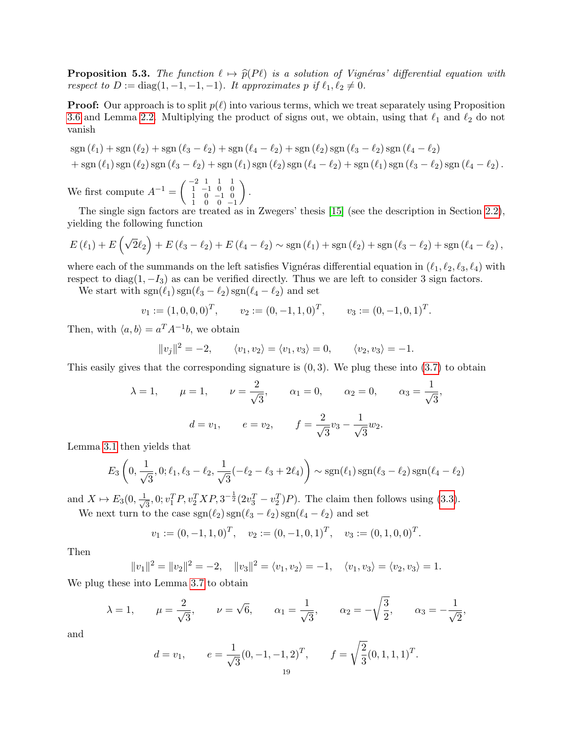**Proposition 5.3.** *The function $\ell \mapsto \widehat{p}(P\ell)$ is a solution of Vignéras' differential equation with respect to $D := \mathrm{diag}(1,-1,-1,-1)$. It approximates $p$ if $\ell_1, \ell_2 \neq 0$.*

**Proof:** Our approach is to split $p(\ell)$ into various terms, which we treat separately using Proposition 3.6 and Lemma 2.2. Multiplying the product of signs out, we obtain, using that $\ell_1$ and $\ell_2$ do not vanish

$$
\begin{aligned}
&\mathrm{sgn}\left(\ell_1\right) + \mathrm{sgn}\left(\ell_2\right) + \mathrm{sgn}\left(\ell_3 - \ell_2\right) + \mathrm{sgn}\left(\ell_4 - \ell_2\right) + \mathrm{sgn}\left(\ell_2\right)\mathrm{sgn}\left(\ell_3 - \ell_2\right)\mathrm{sgn}\left(\ell_4 - \ell_2\right) \\
&+ \mathrm{sgn}\left(\ell_1\right)\mathrm{sgn}\left(\ell_2\right)\mathrm{sgn}\left(\ell_3 - \ell_2\right) + \mathrm{sgn}\left(\ell_1\right)\mathrm{sgn}\left(\ell_2\right)\mathrm{sgn}\left(\ell_4 - \ell_2\right) + \mathrm{sgn}\left(\ell_1\right)\mathrm{sgn}\left(\ell_3 - \ell_2\right)\mathrm{sgn}\left(\ell_4 - \ell_2\right).
\end{aligned}
$$

We first compute $A^{-1} = \begin{pmatrix} -2 & 1 & 1 & 1 \\ 1 & -1 & 0 & 0 \\ 1 & 0 & -1 & 0 \\ 1 & 0 & 0 & -1 \end{pmatrix}$.

The single sign factors are treated as in Zwegers' thesis [15] (see the description in Section 2.2), yielding the following function

$$
E\left(\ell_1\right) + E\left(\sqrt{2}\ell_2\right) + E\left(\ell_3 - \ell_2\right) + E\left(\ell_4 - \ell_2\right) \sim \mathrm{sgn}\left(\ell_1\right) + \mathrm{sgn}\left(\ell_2\right) + \mathrm{sgn}\left(\ell_3 - \ell_2\right) + \mathrm{sgn}\left(\ell_4 - \ell_2\right),
$$

where each of the summands on the left satisfies Vignéras differential equation in $(\ell_1, \ell_2, \ell_3, \ell_4)$ with respect to $\mathrm{diag}(1, -I_3)$ as can be verified directly. Thus we are left to consider 3 sign factors.

We start with $\mathrm{sgn}(\ell_1)\,\mathrm{sgn}(\ell_3 - \ell_2)\,\mathrm{sgn}(\ell_4 - \ell_2)$ and set

$$
v_1 := (1,0,0,0)^T, \qquad v_2 := (0,-1,1,0)^T, \qquad v_3 := (0,-1,0,1)^T.
$$

Then, with $\langle a, b\rangle = a^T A^{-1} b$, we obtain

$$
\|v_j\|^2 = -2, \qquad \langle v_1, v_2\rangle = \langle v_1, v_3\rangle = 0, \qquad \langle v_2, v_3\rangle = -1.
$$

This easily gives that the corresponding signature is $(0,3)$. We plug these into (3.7) to obtain

$$
\lambda = 1, \qquad \mu = 1, \qquad \nu = \frac{2}{\sqrt{3}}, \qquad \alpha_1 = 0, \qquad \alpha_2 = 0, \qquad \alpha_3 = \frac{1}{\sqrt{3}},
$$

$$
d = v_1, \qquad e = v_2, \qquad f = \frac{2}{\sqrt{3}}v_3 - \frac{1}{\sqrt{3}}w_2.
$$

Lemma 3.1 then yields that

$$
E_3\left(0, \frac{1}{\sqrt{3}}, 0; \ell_1, \ell_3 - \ell_2, \frac{1}{\sqrt{3}}(-\ell_2 - \ell_3 + 2\ell_4)\right) \sim \mathrm{sgn}(\ell_1)\,\mathrm{sgn}(\ell_3 - \ell_2)\,\mathrm{sgn}(\ell_4 - \ell_2)
$$

and $X \mapsto E_3(0, \frac{1}{\sqrt{3}}, 0; v_1^T P, v_2^T X P, 3^{-\frac{1}{2}}(2v_3^T - v_2^T)P)$. The claim then follows using (3.3).

We next turn to the case $\mathrm{sgn}(\ell_2)\,\mathrm{sgn}(\ell_3 - \ell_2)\,\mathrm{sgn}(\ell_4 - \ell_2)$ and set

$$
v_1 := (0,-1,1,0)^T, \quad v_2 := (0,-1,0,1)^T, \quad v_3 := (0,1,0,0)^T.
$$

Then

$$
\|v_1\|^2 = \|v_2\|^2 = -2, \quad \|v_3\|^2 = \langle v_1, v_2\rangle = -1, \quad \langle v_1, v_3\rangle = \langle v_2, v_3\rangle = 1.
$$

We plug these into Lemma 3.7 to obtain

$$
\lambda = 1, \qquad \mu = \frac{2}{\sqrt{3}}, \qquad \nu = \sqrt{6}, \qquad \alpha_1 = \frac{1}{\sqrt{3}}, \qquad \alpha_2 = -\sqrt{\frac{3}{2}}, \qquad \alpha_3 = -\frac{1}{\sqrt{2}},
$$

and

$$
d = v_1, \qquad e = \frac{1}{\sqrt{3}}(0,-1,-1,2)^T, \qquad f = \sqrt{\frac{2}{3}}(0,1,1,1)^T.
$$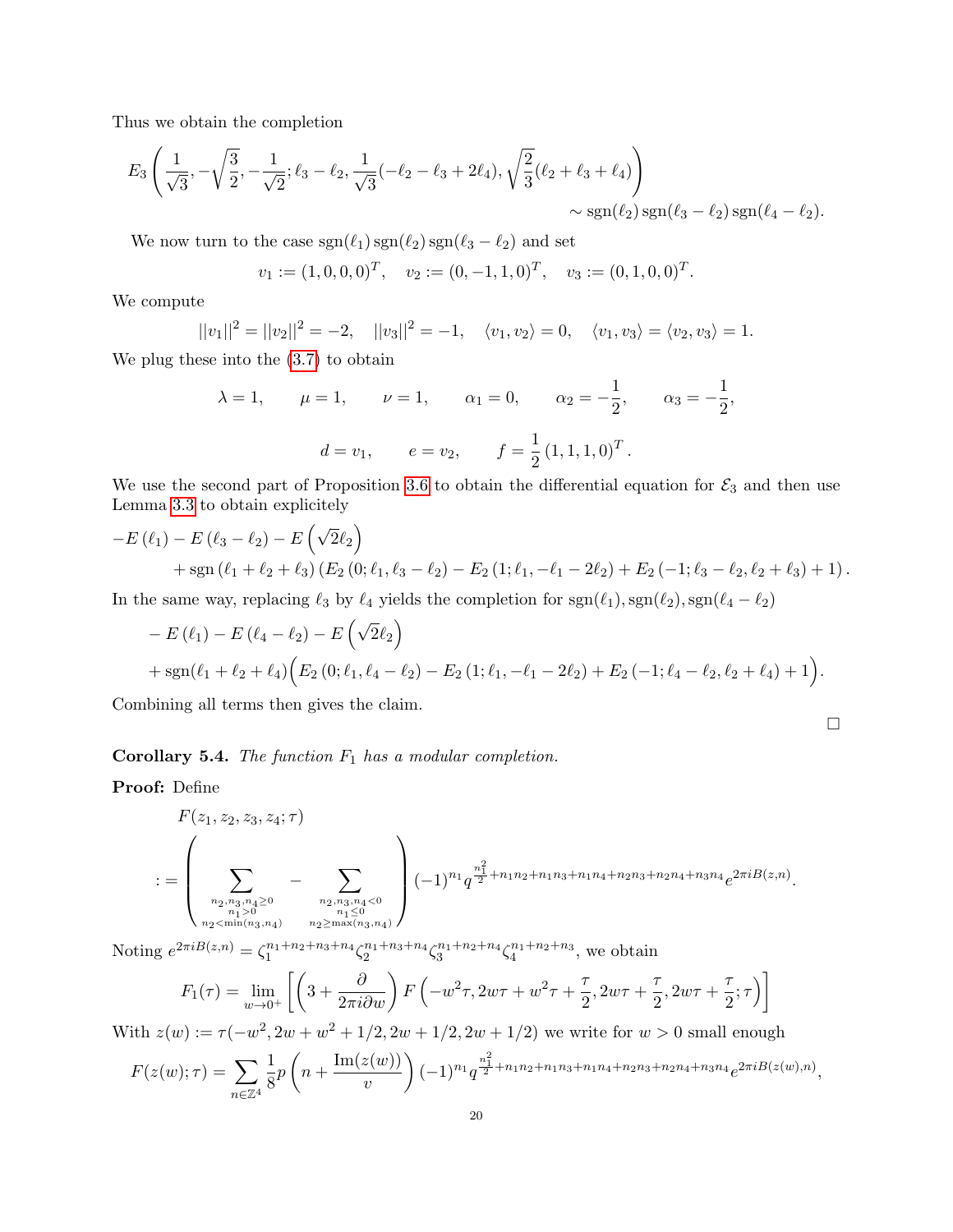Thus we obtain the completion

$$E_3\left(\frac{1}{\sqrt{3}},-\sqrt{\frac{3}{2}},-\frac{1}{\sqrt{2}};\ell_3-\ell_2,\frac{1}{\sqrt{3}}(-\ell_2-\ell_3+2\ell_4),\sqrt{\frac{2}{3}}(\ell_2+\ell_3+\ell_4)\right)$$
$$\sim \operatorname{sgn}(\ell_2)\operatorname{sgn}(\ell_3-\ell_2)\operatorname{sgn}(\ell_4-\ell_2).$$

We now turn to the case $\operatorname{sgn}(\ell_1)\operatorname{sgn}(\ell_2)\operatorname{sgn}(\ell_3-\ell_2)$ and set

$$v_1:=(1,0,0,0)^T,\quad v_2:=(0,-1,1,0)^T,\quad v_3:=(0,1,0,0)^T.$$

We compute

$$||v_1||^2=||v_2||^2=-2,\quad ||v_3||^2=-1,\quad \langle v_1,v_2\rangle=0,\quad \langle v_1,v_3\rangle=\langle v_2,v_3\rangle=1.$$

We plug these into the (3.7) to obtain

$$\lambda=1,\qquad \mu=1,\qquad \nu=1,\qquad \alpha_1=0,\qquad \alpha_2=-\frac{1}{2},\qquad \alpha_3=-\frac{1}{2},$$

$$d=v_1,\qquad e=v_2,\qquad f=\frac{1}{2}\left(1,1,1,0\right)^T.$$

We use the second part of Proposition 3.6 to obtain the differential equation for $\mathcal{E}_3$ and then use Lemma 3.3 to obtain explicitely

$$-E\left(\ell_1\right)-E\left(\ell_3-\ell_2\right)-E\left(\sqrt{2}\ell_2\right)$$
$$+\operatorname{sgn}\left(\ell_1+\ell_2+\ell_3\right)\left(E_2\left(0;\ell_1,\ell_3-\ell_2\right)-E_2\left(1;\ell_1,-\ell_1-2\ell_2\right)+E_2\left(-1;\ell_3-\ell_2,\ell_2+\ell_3\right)+1\right).$$

In the same way, replacing $\ell_3$ by $\ell_4$ yields the completion for $\operatorname{sgn}(\ell_1),\operatorname{sgn}(\ell_2),\operatorname{sgn}(\ell_4-\ell_2)$

$$-E\left(\ell_1\right)-E\left(\ell_4-\ell_2\right)-E\left(\sqrt{2}\ell_2\right)$$
$$+\operatorname{sgn}(\ell_1+\ell_2+\ell_4)\Big(E_2\left(0;\ell_1,\ell_4-\ell_2\right)-E_2\left(1;\ell_1,-\ell_1-2\ell_2\right)+E_2\left(-1;\ell_4-\ell_2,\ell_2+\ell_4\right)+1\Big).$$

Combining all terms then gives the claim.

□

**Corollary 5.4.** *The function $F_1$ has a modular completion.*

**Proof:** Define

$$F(z_1,z_2,z_3,z_4;\tau)$$
$$:=\left(\sum_{\substack{n_2,n_3,n_4\geq 0\\ n_1>0\\ n_2<\min(n_3,n_4)}}-\sum_{\substack{n_2,n_3,n_4<0\\ n_1\leq 0\\ n_2\geq\max(n_3,n_4)}}\right)(-1)^{n_1}q^{\frac{n_1^2}{2}+n_1n_2+n_1n_3+n_1n_4+n_2n_3+n_2n_4+n_3n_4}e^{2\pi iB(z,n)}.$$

Noting $e^{2\pi iB(z,n)}=\zeta_1^{n_1+n_2+n_3+n_4}\zeta_2^{n_1+n_3+n_4}\zeta_3^{n_1+n_2+n_4}\zeta_4^{n_1+n_2+n_3}$, we obtain

$$F_1(\tau)=\lim_{w\to 0^+}\left[\left(3+\frac{\partial}{2\pi i\partial w}\right)F\left(-w^2\tau,2w\tau+w^2\tau+\frac{\tau}{2},2w\tau+\frac{\tau}{2},2w\tau+\frac{\tau}{2};\tau\right)\right]$$

With $z(w):=\tau(-w^2,2w+w^2+1/2,2w+1/2,2w+1/2)$ we write for $w>0$ small enough

$$F(z(w);\tau)=\sum_{n\in\mathbb{Z}^4}\frac{1}{8}p\left(n+\frac{\operatorname{Im}(z(w))}{v}\right)(-1)^{n_1}q^{\frac{n_1^2}{2}+n_1n_2+n_1n_3+n_1n_4+n_2n_3+n_2n_4+n_3n_4}e^{2\pi iB(z(w),n)},$$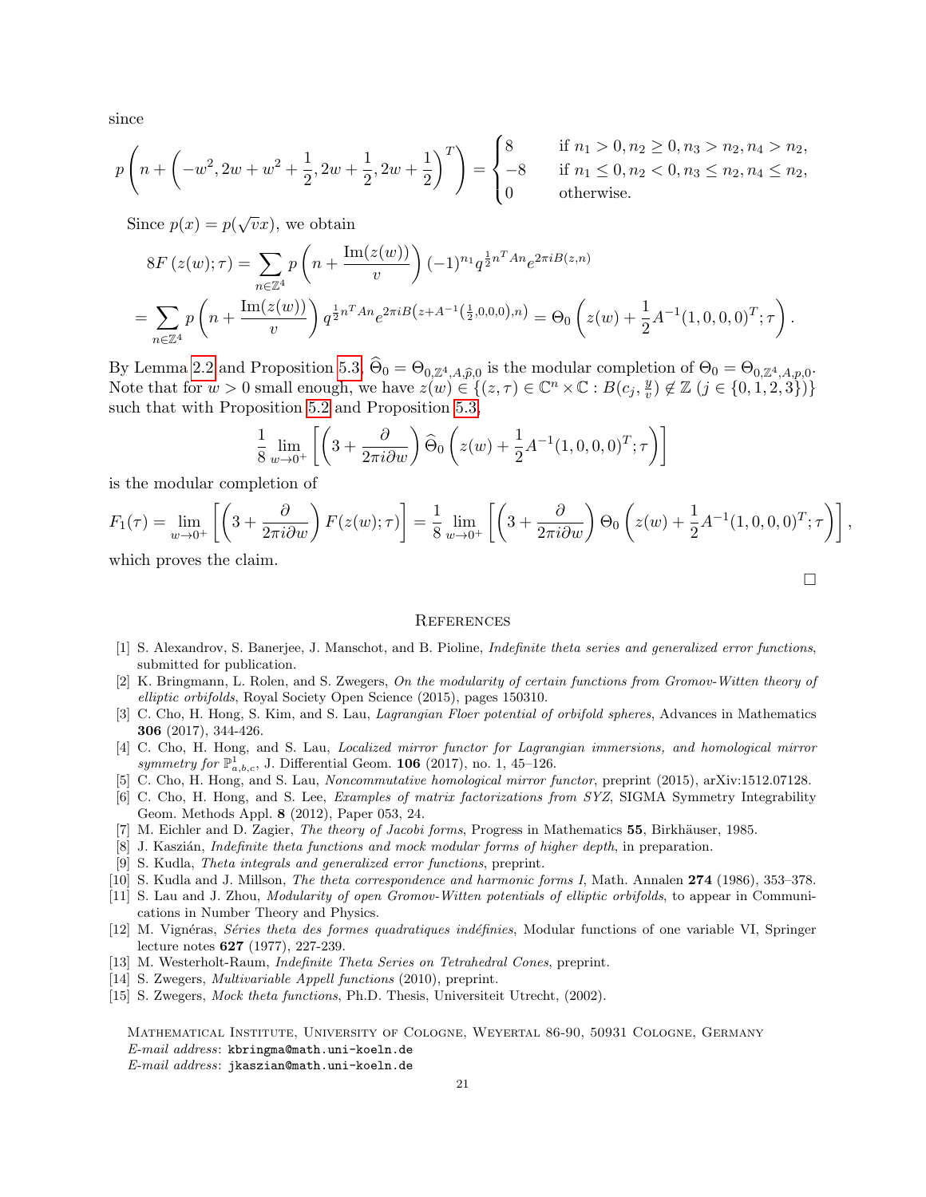since

$$p\left(n+\left(-w^2, 2w+w^2+\frac{1}{2}, 2w+\frac{1}{2}, 2w+\frac{1}{2}\right)^T\right) = \begin{cases} 8 & \text{if } n_1>0, n_2\geq 0, n_3>n_2, n_4>n_2,\\ -8 & \text{if } n_1\leq 0, n_2<0, n_3\leq n_2, n_4\leq n_2,\\ 0 & \text{otherwise.}\end{cases}$$

Since $p(x) = p(\sqrt{v}x)$, we obtain

$$8F\left(z(w);\tau\right) = \sum_{n\in\mathbb{Z}^4} p\left(n+\frac{\operatorname{Im}(z(w))}{v}\right)(-1)^{n_1} q^{\frac{1}{2}n^TAn} e^{2\pi i B(z,n)}$$

$$= \sum_{n\in\mathbb{Z}^4} p\left(n+\frac{\operatorname{Im}(z(w))}{v}\right) q^{\frac{1}{2}n^TAn} e^{2\pi i B\left(z+A^{-1}\left(\frac{1}{2},0,0,0\right),n\right)} = \Theta_0\left(z(w)+\frac{1}{2}A^{-1}(1,0,0,0)^T;\tau\right).$$

By Lemma 2.2 and Proposition 5.3, $\widehat{\Theta}_0 = \Theta_{0,\mathbb{Z}^4,A,\widehat{p},0}$ is the modular completion of $\Theta_0 = \Theta_{0,\mathbb{Z}^4,A,p,0}$. Note that for $w>0$ small enough, we have $z(w) \in \{(z,\tau)\in\mathbb{C}^n\times\mathbb{C} : B(c_j,\frac{y}{v})\notin\mathbb{Z}\ (j\in\{0,1,2,3\})\}$ such that with Proposition 5.2 and Proposition 5.3,

$$\frac{1}{8}\lim_{w\to 0^+}\left[\left(3+\frac{\partial}{2\pi i\partial w}\right)\widehat{\Theta}_0\left(z(w)+\frac{1}{2}A^{-1}(1,0,0,0)^T;\tau\right)\right]$$

is the modular completion of

$$F_1(\tau) = \lim_{w\to 0^+}\left[\left(3+\frac{\partial}{2\pi i\partial w}\right)F(z(w);\tau)\right] = \frac{1}{8}\lim_{w\to 0^+}\left[\left(3+\frac{\partial}{2\pi i\partial w}\right)\Theta_0\left(z(w)+\frac{1}{2}A^{-1}(1,0,0,0)^T;\tau\right)\right],$$

which proves the claim.

□

## References

[1] S. Alexandrov, S. Banerjee, J. Manschot, and B. Pioline, *Indefinite theta series and generalized error functions*, submitted for publication.

[2] K. Bringmann, L. Rolen, and S. Zwegers, *On the modularity of certain functions from Gromov-Witten theory of elliptic orbifolds*, Royal Society Open Science (2015), pages 150310.

[3] C. Cho, H. Hong, S. Kim, and S. Lau, *Lagrangian Floer potential of orbifold spheres*, Advances in Mathematics **306** (2017), 344-426.

[4] C. Cho, H. Hong, and S. Lau, *Localized mirror functor for Lagrangian immersions, and homological mirror symmetry for $\mathbb{P}^1_{a,b,c}$*, J. Differential Geom. **106** (2017), no. 1, 45–126.

[5] C. Cho, H. Hong, and S. Lau, *Noncommutative homological mirror functor*, preprint (2015), arXiv:1512.07128.

[6] C. Cho, H. Hong, and S. Lee, *Examples of matrix factorizations from SYZ*, SIGMA Symmetry Integrability Geom. Methods Appl. **8** (2012), Paper 053, 24.

[7] M. Eichler and D. Zagier, *The theory of Jacobi forms*, Progress in Mathematics **55**, Birkhäuser, 1985.

[8] J. Kaszián, *Indefinite theta functions and mock modular forms of higher depth*, in preparation.

[9] S. Kudla, *Theta integrals and generalized error functions*, preprint.

[10] S. Kudla and J. Millson, *The theta correspondence and harmonic forms I*, Math. Annalen **274** (1986), 353–378.

[11] S. Lau and J. Zhou, *Modularity of open Gromov-Witten potentials of elliptic orbifolds*, to appear in Communications in Number Theory and Physics.

[12] M. Vignéras, *Séries theta des formes quadratiques indéfinies*, Modular functions of one variable VI, Springer lecture notes **627** (1977), 227-239.

[13] M. Westerholt-Raum, *Indefinite Theta Series on Tetrahedral Cones*, preprint.

[14] S. Zwegers, *Multivariable Appell functions* (2010), preprint.

[15] S. Zwegers, *Mock theta functions*, Ph.D. Thesis, Universiteit Utrecht, (2002).

Mathematical Institute, University of Cologne, Weyertal 86-90, 50931 Cologne, Germany
*E-mail address*: kbringma@math.uni-koeln.de
*E-mail address*: jkaszian@math.uni-koeln.de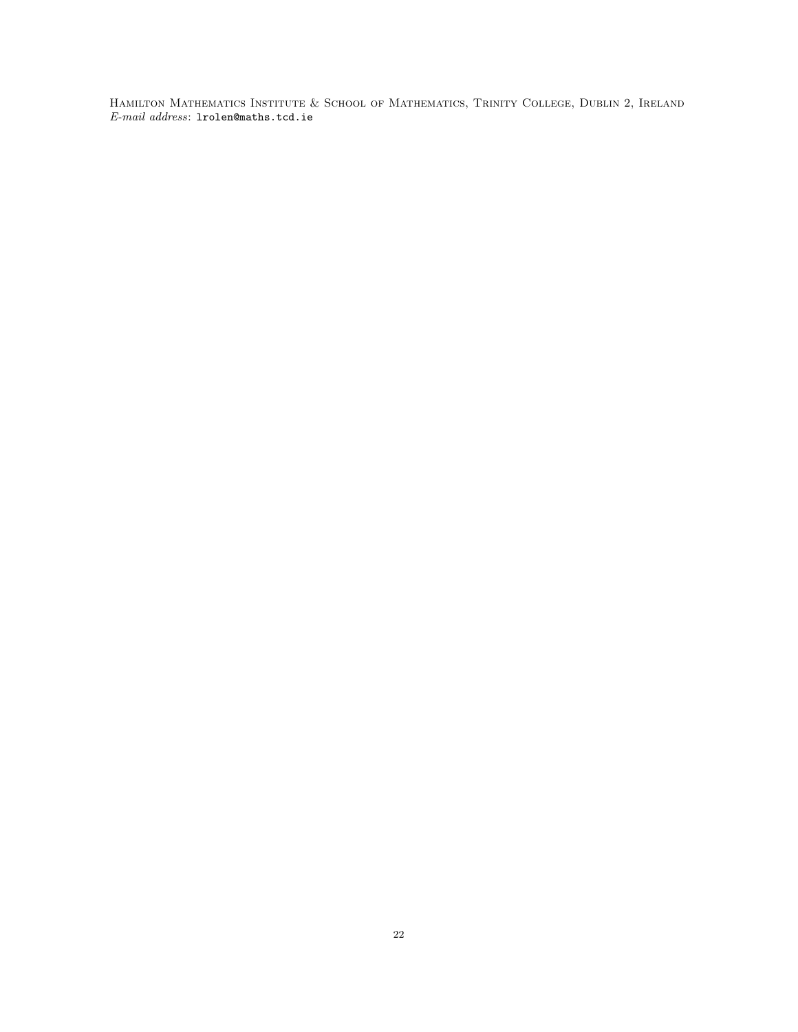Hamilton Mathematics Institute & School of Mathematics, Trinity College, Dublin 2, Ireland
*E-mail address*: lrolen@maths.tcd.ie